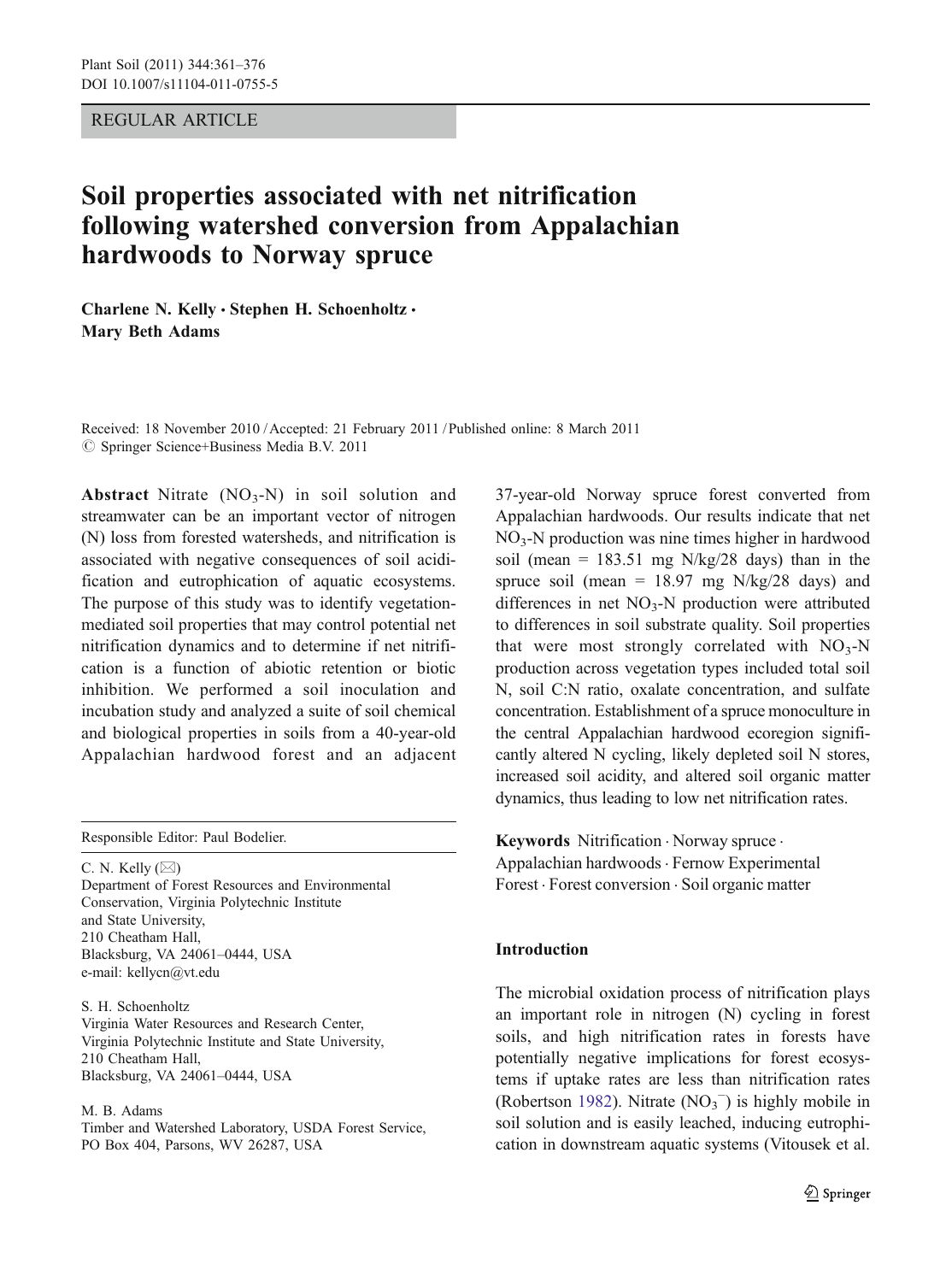REGULAR ARTICLE

# Soil properties associated with net nitrification following watershed conversion from Appalachian hardwoods to Norway spruce

**Charlene N. Kelly · Stephen H. Schoenholtz · Mary Beth Adams**

Received: 18 November 2010 / Accepted: 21 February 2011 / Published online: 8 March 2011
© Springer Science+Business Media B.V. 2011

**Abstract** Nitrate ($NO_3$-N) in soil solution and streamwater can be an important vector of nitrogen (N) loss from forested watersheds, and nitrification is associated with negative consequences of soil acidification and eutrophication of aquatic ecosystems. The purpose of this study was to identify vegetation-mediated soil properties that may control potential net nitrification dynamics and to determine if net nitrification is a function of abiotic retention or biotic inhibition. We performed a soil inoculation and incubation study and analyzed a suite of soil chemical and biological properties in soils from a 40-year-old Appalachian hardwood forest and an adjacent 37-year-old Norway spruce forest converted from Appalachian hardwoods. Our results indicate that net $NO_3$-N production was nine times higher in hardwood soil (mean = 183.51 mg N/kg/28 days) than in the spruce soil (mean = 18.97 mg N/kg/28 days) and differences in net $NO_3$-N production were attributed to differences in soil substrate quality. Soil properties that were most strongly correlated with $NO_3$-N production across vegetation types included total soil N, soil C:N ratio, oxalate concentration, and sulfate concentration. Establishment of a spruce monoculture in the central Appalachian hardwood ecoregion significantly altered N cycling, likely depleted soil N stores, increased soil acidity, and altered soil organic matter dynamics, thus leading to low net nitrification rates.

**Keywords** Nitrification · Norway spruce · Appalachian hardwoods · Fernow Experimental Forest · Forest conversion · Soil organic matter

Responsible Editor: Paul Bodelier.

C. N. Kelly (✉)
Department of Forest Resources and Environmental Conservation, Virginia Polytechnic Institute and State University,
210 Cheatham Hall,
Blacksburg, VA 24061–0444, USA
e-mail: kellycn@vt.edu

S. H. Schoenholtz
Virginia Water Resources and Research Center,
Virginia Polytechnic Institute and State University,
210 Cheatham Hall,
Blacksburg, VA 24061–0444, USA

M. B. Adams
Timber and Watershed Laboratory, USDA Forest Service,
PO Box 404, Parsons, WV 26287, USA

## Introduction

The microbial oxidation process of nitrification plays an important role in nitrogen (N) cycling in forest soils, and high nitrification rates in forests have potentially negative implications for forest ecosystems if uptake rates are less than nitrification rates (Robertson 1982). Nitrate ($NO_3^-$) is highly mobile in soil solution and is easily leached, inducing eutrophication in downstream aquatic systems (Vitousek et al.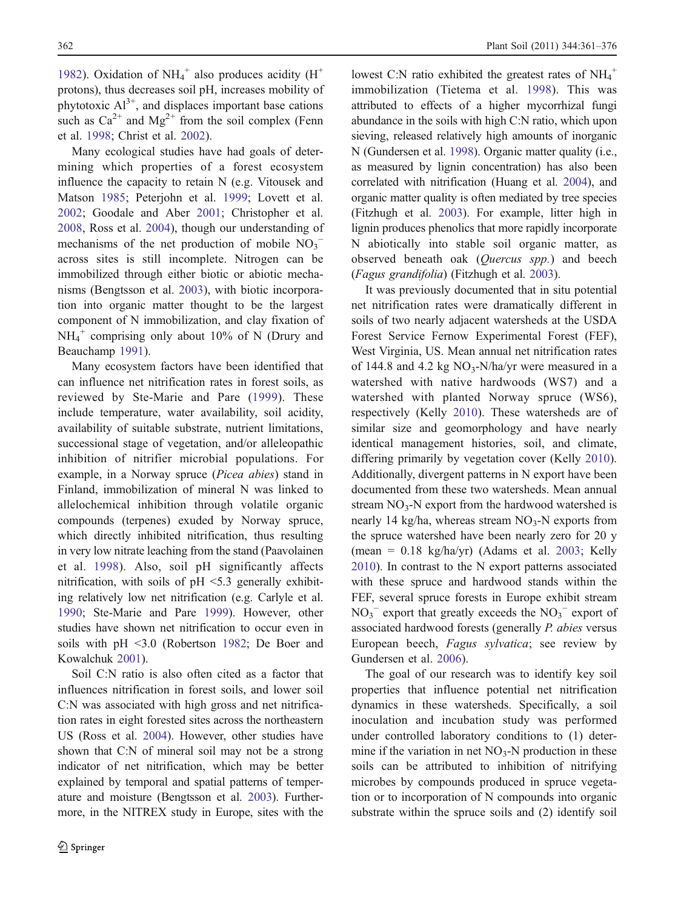1982). Oxidation of $NH_4^+$ also produces acidity ($H^+$ protons), thus decreases soil pH, increases mobility of phytotoxic $Al^{3+}$, and displaces important base cations such as $Ca^{2+}$ and $Mg^{2+}$ from the soil complex (Fenn et al. 1998; Christ et al. 2002).

Many ecological studies have had goals of determining which properties of a forest ecosystem influence the capacity to retain N (e.g. Vitousek and Matson 1985; Peterjohn et al. 1999; Lovett et al. 2002; Goodale and Aber 2001; Christopher et al. 2008, Ross et al. 2004), though our understanding of mechanisms of the net production of mobile $NO_3^-$ across sites is still incomplete. Nitrogen can be immobilized through either biotic or abiotic mechanisms (Bengtsson et al. 2003), with biotic incorporation into organic matter thought to be the largest component of N immobilization, and clay fixation of $NH_4^+$ comprising only about 10% of N (Drury and Beauchamp 1991).

Many ecosystem factors have been identified that can influence net nitrification rates in forest soils, as reviewed by Ste-Marie and Pare (1999). These include temperature, water availability, soil acidity, availability of suitable substrate, nutrient limitations, successional stage of vegetation, and/or alleleopathic inhibition of nitrifier microbial populations. For example, in a Norway spruce (*Picea abies*) stand in Finland, immobilization of mineral N was linked to allelochemical inhibition through volatile organic compounds (terpenes) exuded by Norway spruce, which directly inhibited nitrification, thus resulting in very low nitrate leaching from the stand (Paavolainen et al. 1998). Also, soil pH significantly affects nitrification, with soils of pH <5.3 generally exhibiting relatively low net nitrification (e.g. Carlyle et al. 1990; Ste-Marie and Pare 1999). However, other studies have shown net nitrification to occur even in soils with pH <3.0 (Robertson 1982; De Boer and Kowalchuk 2001).

Soil C:N ratio is also often cited as a factor that influences nitrification in forest soils, and lower soil C:N was associated with high gross and net nitrification rates in eight forested sites across the northeastern US (Ross et al. 2004). However, other studies have shown that C:N of mineral soil may not be a strong indicator of net nitrification, which may be better explained by temporal and spatial patterns of temperature and moisture (Bengtsson et al. 2003). Furthermore, in the NITREX study in Europe, sites with the lowest C:N ratio exhibited the greatest rates of $NH_4^+$ immobilization (Tietema et al. 1998). This was attributed to effects of a higher mycorrhizal fungi abundance in the soils with high C:N ratio, which upon sieving, released relatively high amounts of inorganic N (Gundersen et al. 1998). Organic matter quality (i.e., as measured by lignin concentration) has also been correlated with nitrification (Huang et al. 2004), and organic matter quality is often mediated by tree species (Fitzhugh et al. 2003). For example, litter high in lignin produces phenolics that more rapidly incorporate N abiotically into stable soil organic matter, as observed beneath oak (*Quercus spp.*) and beech (*Fagus grandifolia*) (Fitzhugh et al. 2003).

It was previously documented that in situ potential net nitrification rates were dramatically different in soils of two nearly adjacent watersheds at the USDA Forest Service Fernow Experimental Forest (FEF), West Virginia, US. Mean annual net nitrification rates of 144.8 and 4.2 kg $NO_3$-N/ha/yr were measured in a watershed with native hardwoods (WS7) and a watershed with planted Norway spruce (WS6), respectively (Kelly 2010). These watersheds are of similar size and geomorphology and have nearly identical management histories, soil, and climate, differing primarily by vegetation cover (Kelly 2010). Additionally, divergent patterns in N export have been documented from these two watersheds. Mean annual stream $NO_3$-N export from the hardwood watershed is nearly 14 kg/ha, whereas stream $NO_3$-N exports from the spruce watershed have been nearly zero for 20 y (mean = 0.18 kg/ha/yr) (Adams et al. 2003; Kelly 2010). In contrast to the N export patterns associated with these spruce and hardwood stands within the FEF, several spruce forests in Europe exhibit stream $NO_3^-$ export that greatly exceeds the $NO_3^-$ export of associated hardwood forests (generally *P. abies* versus European beech, *Fagus sylvatica*; see review by Gundersen et al. 2006).

The goal of our research was to identify key soil properties that influence potential net nitrification dynamics in these watersheds. Specifically, a soil inoculation and incubation study was performed under controlled laboratory conditions to (1) determine if the variation in net $NO_3$-N production in these soils can be attributed to inhibition of nitrifying microbes by compounds produced in spruce vegetation or to incorporation of N compounds into organic substrate within the spruce soils and (2) identify soil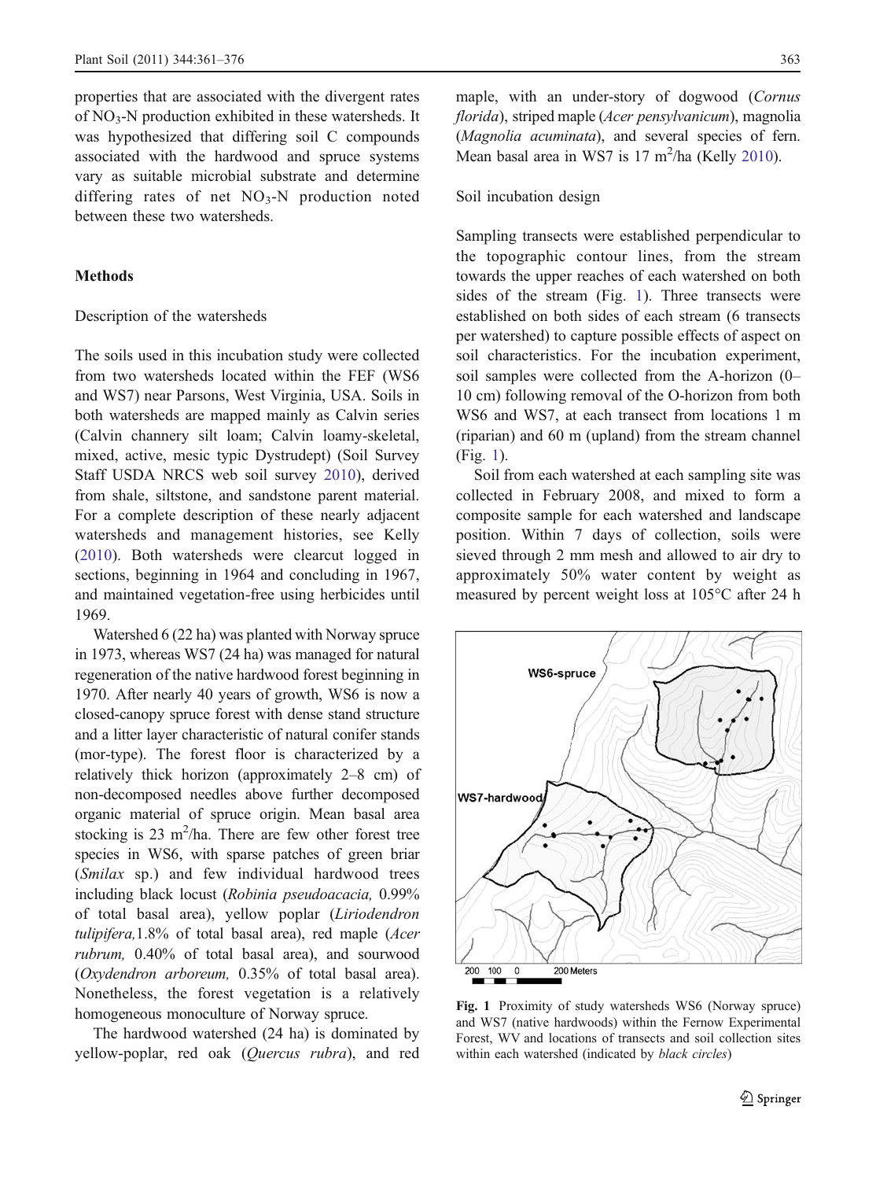properties that are associated with the divergent rates of $NO_3$-N production exhibited in these watersheds. It was hypothesized that differing soil C compounds associated with the hardwood and spruce systems vary as suitable microbial substrate and determine differing rates of net $NO_3$-N production noted between these two watersheds.

## Methods

### Description of the watersheds

The soils used in this incubation study were collected from two watersheds located within the FEF (WS6 and WS7) near Parsons, West Virginia, USA. Soils in both watersheds are mapped mainly as Calvin series (Calvin channery silt loam; Calvin loamy-skeletal, mixed, active, mesic typic Dystrudept) (Soil Survey Staff USDA NRCS web soil survey 2010), derived from shale, siltstone, and sandstone parent material. For a complete description of these nearly adjacent watersheds and management histories, see Kelly (2010). Both watersheds were clearcut logged in sections, beginning in 1964 and concluding in 1967, and maintained vegetation-free using herbicides until 1969.

Watershed 6 (22 ha) was planted with Norway spruce in 1973, whereas WS7 (24 ha) was managed for natural regeneration of the native hardwood forest beginning in 1970. After nearly 40 years of growth, WS6 is now a closed-canopy spruce forest with dense stand structure and a litter layer characteristic of natural conifer stands (mor-type). The forest floor is characterized by a relatively thick horizon (approximately 2–8 cm) of non-decomposed needles above further decomposed organic material of spruce origin. Mean basal area stocking is 23 $m^2$/ha. There are few other forest tree species in WS6, with sparse patches of green briar (*Smilax* sp.) and few individual hardwood trees including black locust (*Robinia pseudoacacia,* 0.99% of total basal area), yellow poplar (*Liriodendron tulipifera,*1.8% of total basal area), red maple (*Acer rubrum,* 0.40% of total basal area), and sourwood (*Oxydendron arboreum,* 0.35% of total basal area). Nonetheless, the forest vegetation is a relatively homogeneous monoculture of Norway spruce.

The hardwood watershed (24 ha) is dominated by yellow-poplar, red oak (*Quercus rubra*), and red maple, with an under-story of dogwood (*Cornus florida*), striped maple (*Acer pensylvanicum*), magnolia (*Magnolia acuminata*), and several species of fern. Mean basal area in WS7 is 17 $m^2$/ha (Kelly 2010).

### Soil incubation design

Sampling transects were established perpendicular to the topographic contour lines, from the stream towards the upper reaches of each watershed on both sides of the stream (Fig. 1). Three transects were established on both sides of each stream (6 transects per watershed) to capture possible effects of aspect on soil characteristics. For the incubation experiment, soil samples were collected from the A-horizon (0–10 cm) following removal of the O-horizon from both WS6 and WS7, at each transect from locations 1 m (riparian) and 60 m (upland) from the stream channel (Fig. 1).

Soil from each watershed at each sampling site was collected in February 2008, and mixed to form a composite sample for each watershed and landscape position. Within 7 days of collection, soils were sieved through 2 mm mesh and allowed to air dry to approximately 50% water content by weight as measured by percent weight loss at 105°C after 24 h

Fig. 1 Proximity of study watersheds WS6 (Norway spruce) and WS7 (native hardwoods) within the Fernow Experimental Forest, WV and locations of transects and soil collection sites within each watershed (indicated by *black circles*)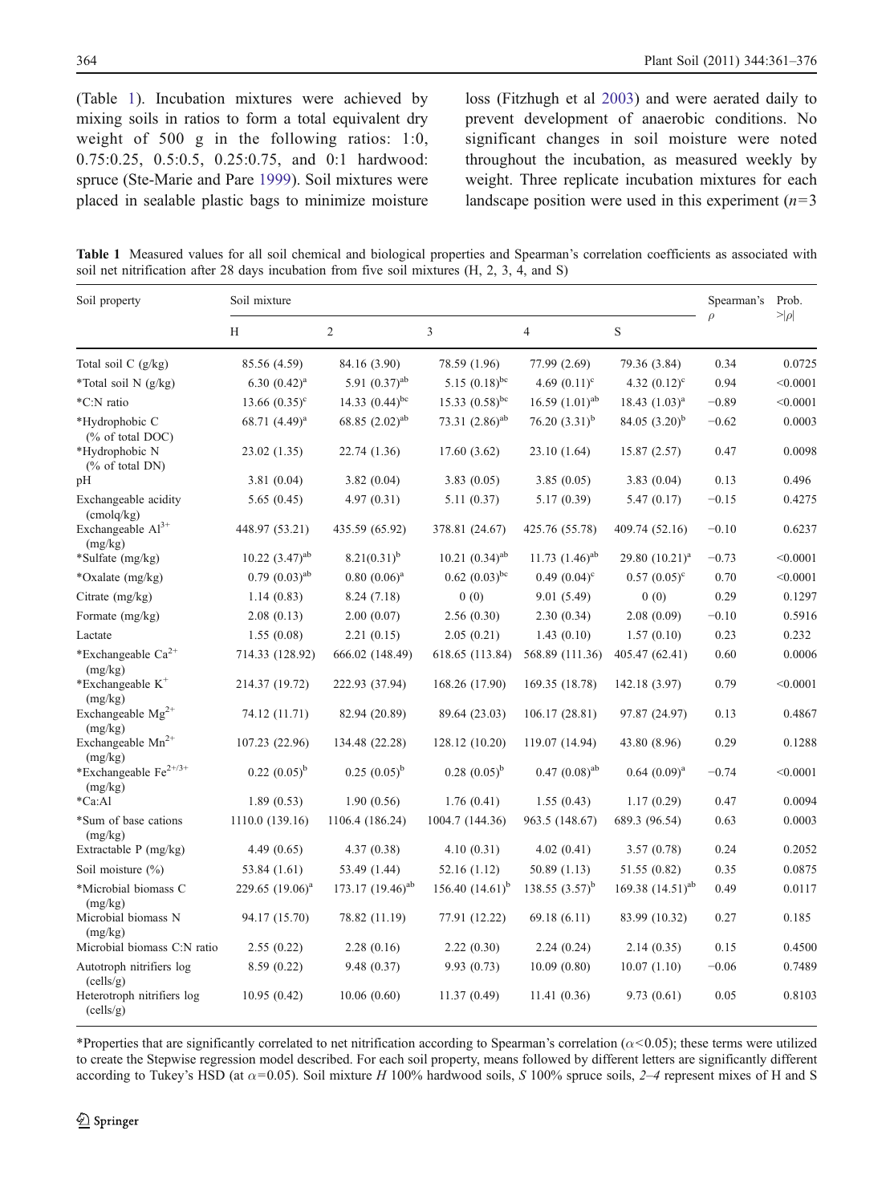(Table 1). Incubation mixtures were achieved by mixing soils in ratios to form a total equivalent dry weight of 500 g in the following ratios: 1:0, 0.75:0.25, 0.5:0.5, 0.25:0.75, and 0:1 hardwood: spruce (Ste-Marie and Pare 1999). Soil mixtures were placed in sealable plastic bags to minimize moisture loss (Fitzhugh et al 2003) and were aerated daily to prevent development of anaerobic conditions. No significant changes in soil moisture were noted throughout the incubation, as measured weekly by weight. Three replicate incubation mixtures for each landscape position were used in this experiment ($n$=3

**Table 1** Measured values for all soil chemical and biological properties and Spearman's correlation coefficients as associated with soil net nitrification after 28 days incubation from five soil mixtures (H, 2, 3, 4, and S)

| Soil property | Soil mixture | | | | | Spearman's $\rho$ | Prob. $>\lvert\rho\rvert$ |
|---|---|---|---|---|---|---|---|
| | H | 2 | 3 | 4 | S | | |
| Total soil C (g/kg) | 85.56 (4.59) | 84.16 (3.90) | 78.59 (1.96) | 77.99 (2.69) | 79.36 (3.84) | 0.34 | 0.0725 |
| *Total soil N (g/kg) | 6.30 (0.42)$^{a}$ | 5.91 (0.37)$^{ab}$ | 5.15 (0.18)$^{bc}$ | 4.69 (0.11)$^{c}$ | 4.32 (0.12)$^{c}$ | 0.94 | <0.0001 |
| *C:N ratio | 13.66 (0.35)$^{c}$ | 14.33 (0.44)$^{bc}$ | 15.33 (0.58)$^{bc}$ | 16.59 (1.01)$^{ab}$ | 18.43 (1.03)$^{a}$ | −0.89 | <0.0001 |
| *Hydrophobic C (% of total DOC) | 68.71 (4.49)$^{a}$ | 68.85 (2.02)$^{ab}$ | 73.31 (2.86)$^{ab}$ | 76.20 (3.31)$^{b}$ | 84.05 (3.20)$^{b}$ | −0.62 | 0.0003 |
| *Hydrophobic N (% of total DN) | 23.02 (1.35) | 22.74 (1.36) | 17.60 (3.62) | 23.10 (1.64) | 15.87 (2.57) | 0.47 | 0.0098 |
| pH | 3.81 (0.04) | 3.82 (0.04) | 3.83 (0.05) | 3.85 (0.05) | 3.83 (0.04) | 0.13 | 0.496 |
| Exchangeable acidity (cmolq/kg) | 5.65 (0.45) | 4.97 (0.31) | 5.11 (0.37) | 5.17 (0.39) | 5.47 (0.17) | −0.15 | 0.4275 |
| Exchangeable $Al^{3+}$ (mg/kg) | 448.97 (53.21) | 435.59 (65.92) | 378.81 (24.67) | 425.76 (55.78) | 409.74 (52.16) | −0.10 | 0.6237 |
| *Sulfate (mg/kg) | 10.22 (3.47)$^{ab}$ | 8.21(0.31)$^{b}$ | 10.21 (0.34)$^{ab}$ | 11.73 (1.46)$^{ab}$ | 29.80 (10.21)$^{a}$ | −0.73 | <0.0001 |
| *Oxalate (mg/kg) | 0.79 (0.03)$^{ab}$ | 0.80 (0.06)$^{a}$ | 0.62 (0.03)$^{bc}$ | 0.49 (0.04)$^{c}$ | 0.57 (0.05)$^{c}$ | 0.70 | <0.0001 |
| Citrate (mg/kg) | 1.14 (0.83) | 8.24 (7.18) | 0 (0) | 9.01 (5.49) | 0 (0) | 0.29 | 0.1297 |
| Formate (mg/kg) | 2.08 (0.13) | 2.00 (0.07) | 2.56 (0.30) | 2.30 (0.34) | 2.08 (0.09) | −0.10 | 0.5916 |
| Lactate | 1.55 (0.08) | 2.21 (0.15) | 2.05 (0.21) | 1.43 (0.10) | 1.57 (0.10) | 0.23 | 0.232 |
| *Exchangeable $Ca^{2+}$ (mg/kg) | 714.33 (128.92) | 666.02 (148.49) | 618.65 (113.84) | 568.89 (111.36) | 405.47 (62.41) | 0.60 | 0.0006 |
| *Exchangeable $K^{+}$ (mg/kg) | 214.37 (19.72) | 222.93 (37.94) | 168.26 (17.90) | 169.35 (18.78) | 142.18 (3.97) | 0.79 | <0.0001 |
| Exchangeable $Mg^{2+}$ (mg/kg) | 74.12 (11.71) | 82.94 (20.89) | 89.64 (23.03) | 106.17 (28.81) | 97.87 (24.97) | 0.13 | 0.4867 |
| Exchangeable $Mn^{2+}$ (mg/kg) | 107.23 (22.96) | 134.48 (22.28) | 128.12 (10.20) | 119.07 (14.94) | 43.80 (8.96) | 0.29 | 0.1288 |
| *Exchangeable $Fe^{2+/3+}$ (mg/kg) | 0.22 (0.05)$^{b}$ | 0.25 (0.05)$^{b}$ | 0.28 (0.05)$^{b}$ | 0.47 (0.08)$^{ab}$ | 0.64 (0.09)$^{a}$ | −0.74 | <0.0001 |
| *Ca:Al | 1.89 (0.53) | 1.90 (0.56) | 1.76 (0.41) | 1.55 (0.43) | 1.17 (0.29) | 0.47 | 0.0094 |
| *Sum of base cations (mg/kg) | 1110.0 (139.16) | 1106.4 (186.24) | 1004.7 (144.36) | 963.5 (148.67) | 689.3 (96.54) | 0.63 | 0.0003 |
| Extractable P (mg/kg) | 4.49 (0.65) | 4.37 (0.38) | 4.10 (0.31) | 4.02 (0.41) | 3.57 (0.78) | 0.24 | 0.2052 |
| Soil moisture (%) | 53.84 (1.61) | 53.49 (1.44) | 52.16 (1.12) | 50.89 (1.13) | 51.55 (0.82) | 0.35 | 0.0875 |
| *Microbial biomass C (mg/kg) | 229.65 (19.06)$^{a}$ | 173.17 (19.46)$^{ab}$ | 156.40 (14.61)$^{b}$ | 138.55 (3.57)$^{b}$ | 169.38 (14.51)$^{ab}$ | 0.49 | 0.0117 |
| Microbial biomass N (mg/kg) | 94.17 (15.70) | 78.82 (11.19) | 77.91 (12.22) | 69.18 (6.11) | 83.99 (10.32) | 0.27 | 0.185 |
| Microbial biomass C:N ratio | 2.55 (0.22) | 2.28 (0.16) | 2.22 (0.30) | 2.24 (0.24) | 2.14 (0.35) | 0.15 | 0.4500 |
| Autotroph nitrifiers log (cells/g) | 8.59 (0.22) | 9.48 (0.37) | 9.93 (0.73) | 10.09 (0.80) | 10.07 (1.10) | −0.06 | 0.7489 |
| Heterotroph nitrifiers log (cells/g) | 10.95 (0.42) | 10.06 (0.60) | 11.37 (0.49) | 11.41 (0.36) | 9.73 (0.61) | 0.05 | 0.8103 |

*Properties that are significantly correlated to net nitrification according to Spearman's correlation ($\alpha$<0.05); these terms were utilized to create the Stepwise regression model described. For each soil property, means followed by different letters are significantly different according to Tukey's HSD (at $\alpha$=0.05). Soil mixture *H* 100% hardwood soils, *S* 100% spruce soils, *2–4* represent mixes of H and S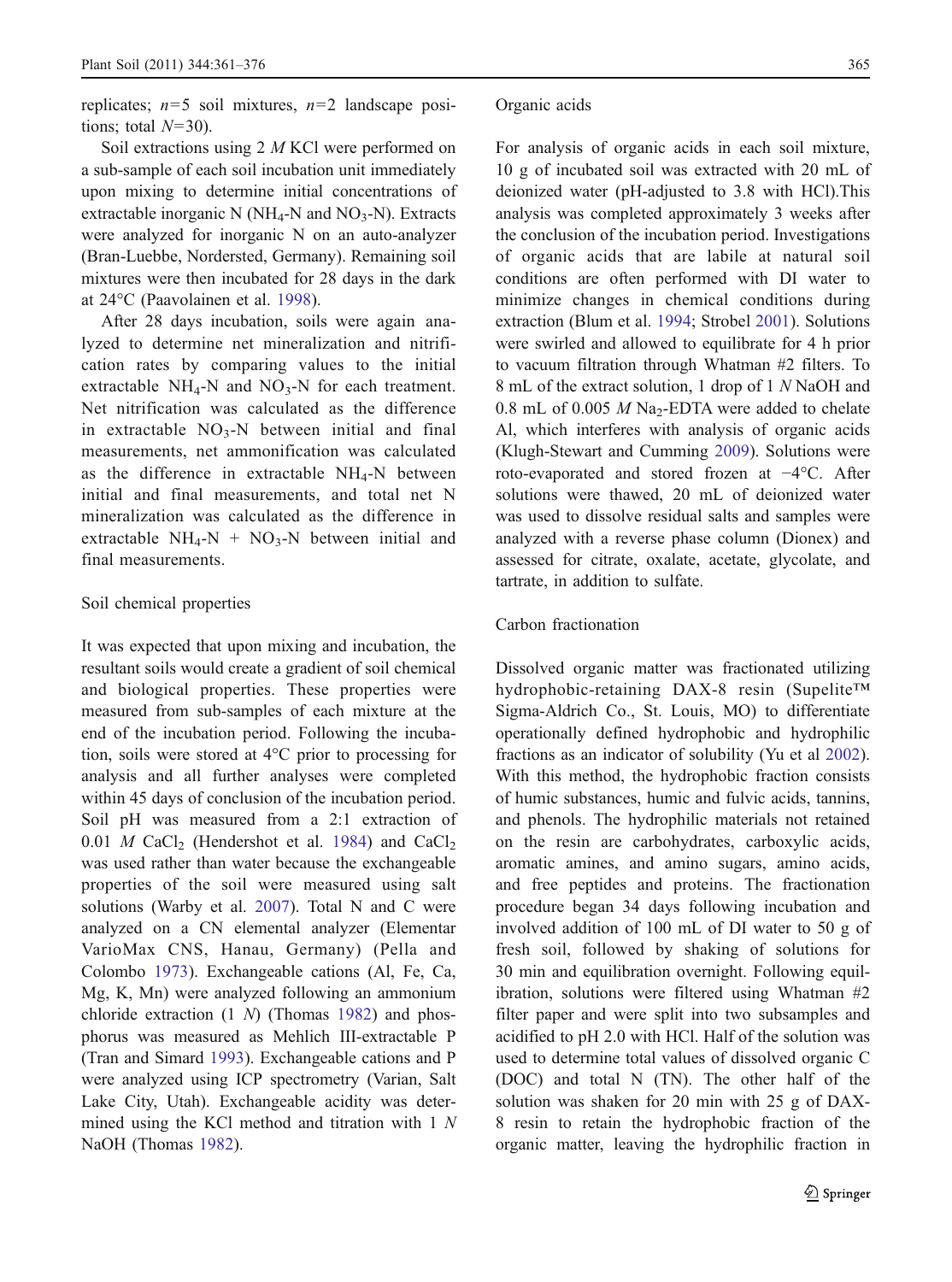replicates; $n=5$ soil mixtures, $n=2$ landscape positions; total $N=30$).

Soil extractions using 2 *M* KCl were performed on a sub-sample of each soil incubation unit immediately upon mixing to determine initial concentrations of extractable inorganic N ($NH_4$-N and $NO_3$-N). Extracts were analyzed for inorganic N on an auto-analyzer (Bran-Luebbe, Nordersted, Germany). Remaining soil mixtures were then incubated for 28 days in the dark at 24°C (Paavolainen et al. 1998).

After 28 days incubation, soils were again analyzed to determine net mineralization and nitrification rates by comparing values to the initial extractable $NH_4$-N and $NO_3$-N for each treatment. Net nitrification was calculated as the difference in extractable $NO_3$-N between initial and final measurements, net ammonification was calculated as the difference in extractable $NH_4$-N between initial and final measurements, and total net N mineralization was calculated as the difference in extractable $NH_4$-N + $NO_3$-N between initial and final measurements.

### Soil chemical properties

It was expected that upon mixing and incubation, the resultant soils would create a gradient of soil chemical and biological properties. These properties were measured from sub-samples of each mixture at the end of the incubation period. Following the incubation, soils were stored at 4°C prior to processing for analysis and all further analyses were completed within 45 days of conclusion of the incubation period. Soil pH was measured from a 2:1 extraction of 0.01 *M* $CaCl_2$ (Hendershot et al. 1984) and $CaCl_2$ was used rather than water because the exchangeable properties of the soil were measured using salt solutions (Warby et al. 2007). Total N and C were analyzed on a CN elemental analyzer (Elementar VarioMax CNS, Hanau, Germany) (Pella and Colombo 1973). Exchangeable cations (Al, Fe, Ca, Mg, K, Mn) were analyzed following an ammonium chloride extraction (1 *N*) (Thomas 1982) and phosphorus was measured as Mehlich III-extractable P (Tran and Simard 1993). Exchangeable cations and P were analyzed using ICP spectrometry (Varian, Salt Lake City, Utah). Exchangeable acidity was determined using the KCl method and titration with 1 *N* NaOH (Thomas 1982).

### Organic acids

For analysis of organic acids in each soil mixture, 10 g of incubated soil was extracted with 20 mL of deionized water (pH-adjusted to 3.8 with HCl).This analysis was completed approximately 3 weeks after the conclusion of the incubation period. Investigations of organic acids that are labile at natural soil conditions are often performed with DI water to minimize changes in chemical conditions during extraction (Blum et al. 1994; Strobel 2001). Solutions were swirled and allowed to equilibrate for 4 h prior to vacuum filtration through Whatman #2 filters. To 8 mL of the extract solution, 1 drop of 1 *N* NaOH and 0.8 mL of 0.005 *M* $Na_2$-EDTA were added to chelate Al, which interferes with analysis of organic acids (Klugh-Stewart and Cumming 2009). Solutions were roto-evaporated and stored frozen at −4°C. After solutions were thawed, 20 mL of deionized water was used to dissolve residual salts and samples were analyzed with a reverse phase column (Dionex) and assessed for citrate, oxalate, acetate, glycolate, and tartrate, in addition to sulfate.

### Carbon fractionation

Dissolved organic matter was fractionated utilizing hydrophobic-retaining DAX-8 resin (Supelite™ Sigma-Aldrich Co., St. Louis, MO) to differentiate operationally defined hydrophobic and hydrophilic fractions as an indicator of solubility (Yu et al 2002). With this method, the hydrophobic fraction consists of humic substances, humic and fulvic acids, tannins, and phenols. The hydrophilic materials not retained on the resin are carbohydrates, carboxylic acids, aromatic amines, and amino sugars, amino acids, and free peptides and proteins. The fractionation procedure began 34 days following incubation and involved addition of 100 mL of DI water to 50 g of fresh soil, followed by shaking of solutions for 30 min and equilibration overnight. Following equilibration, solutions were filtered using Whatman #2 filter paper and were split into two subsamples and acidified to pH 2.0 with HCl. Half of the solution was used to determine total values of dissolved organic C (DOC) and total N (TN). The other half of the solution was shaken for 20 min with 25 g of DAX-8 resin to retain the hydrophobic fraction of the organic matter, leaving the hydrophilic fraction in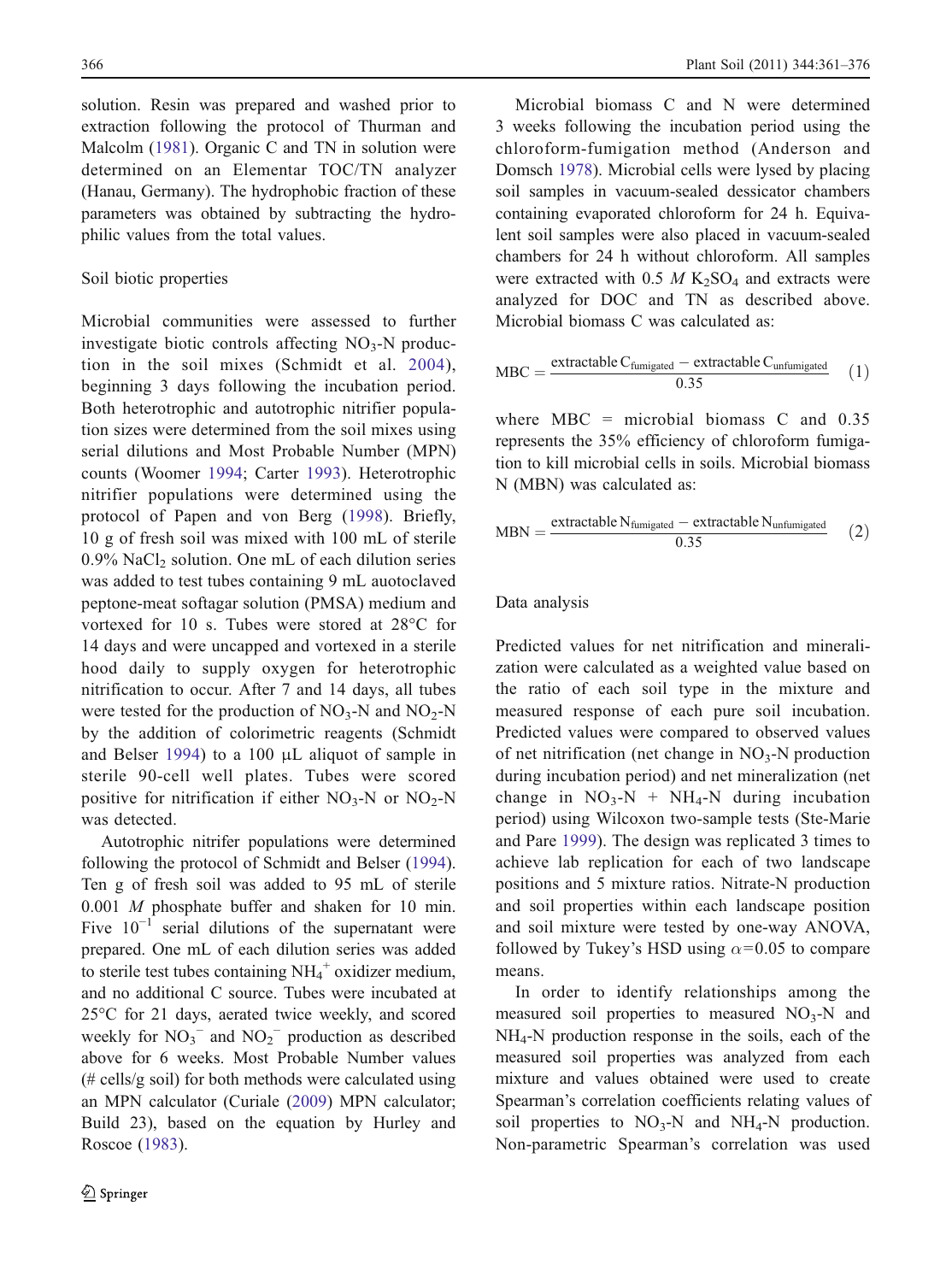solution. Resin was prepared and washed prior to extraction following the protocol of Thurman and Malcolm (1981). Organic C and TN in solution were determined on an Elementar TOC/TN analyzer (Hanau, Germany). The hydrophobic fraction of these parameters was obtained by subtracting the hydrophilic values from the total values.

### Soil biotic properties

Microbial communities were assessed to further investigate biotic controls affecting $NO_3$-N production in the soil mixes (Schmidt et al. 2004), beginning 3 days following the incubation period. Both heterotrophic and autotrophic nitrifier population sizes were determined from the soil mixes using serial dilutions and Most Probable Number (MPN) counts (Woomer 1994; Carter 1993). Heterotrophic nitrifier populations were determined using the protocol of Papen and von Berg (1998). Briefly, 10 g of fresh soil was mixed with 100 mL of sterile 0.9% $NaCl_2$ solution. One mL of each dilution series was added to test tubes containing 9 mL autoclaved peptone-meat softagar solution (PMSA) medium and vortexed for 10 s. Tubes were stored at 28°C for 14 days and were uncapped and vortexed in a sterile hood daily to supply oxygen for heterotrophic nitrification to occur. After 7 and 14 days, all tubes were tested for the production of $NO_3$-N and $NO_2$-N by the addition of colorimetric reagents (Schmidt and Belser 1994) to a 100 μL aliquot of sample in sterile 90-cell well plates. Tubes were scored positive for nitrification if either $NO_3$-N or $NO_2$-N was detected.

Autotrophic nitrifer populations were determined following the protocol of Schmidt and Belser (1994). Ten g of fresh soil was added to 95 mL of sterile 0.001 *M* phosphate buffer and shaken for 10 min. Five $10^{-1}$ serial dilutions of the supernatant were prepared. One mL of each dilution series was added to sterile test tubes containing $NH_4^+$ oxidizer medium, and no additional C source. Tubes were incubated at 25°C for 21 days, aerated twice weekly, and scored weekly for $NO_3^-$ and $NO_2^-$ production as described above for 6 weeks. Most Probable Number values (# cells/g soil) for both methods were calculated using an MPN calculator (Curiale (2009) MPN calculator; Build 23), based on the equation by Hurley and Roscoe (1983).

Microbial biomass C and N were determined 3 weeks following the incubation period using the chloroform-fumigation method (Anderson and Domsch 1978). Microbial cells were lysed by placing soil samples in vacuum-sealed dessicator chambers containing evaporated chloroform for 24 h. Equivalent soil samples were also placed in vacuum-sealed chambers for 24 h without chloroform. All samples were extracted with 0.5 *M* $K_2SO_4$ and extracts were analyzed for DOC and TN as described above. Microbial biomass C was calculated as:

$$\mathrm{MBC} = \frac{\text{extractable } \mathrm{C}_{\text{fumigated}} - \text{extractable } \mathrm{C}_{\text{unfumigated}}}{0.35} \quad (1)$$

where MBC = microbial biomass C and 0.35 represents the 35% efficiency of chloroform fumigation to kill microbial cells in soils. Microbial biomass N (MBN) was calculated as:

$$\mathrm{MBN} = \frac{\text{extractable } \mathrm{N}_{\text{fumigated}} - \text{extractable } \mathrm{N}_{\text{unfumigated}}}{0.35} \quad (2)$$

### Data analysis

Predicted values for net nitrification and mineralization were calculated as a weighted value based on the ratio of each soil type in the mixture and measured response of each pure soil incubation. Predicted values were compared to observed values of net nitrification (net change in $NO_3$-N production during incubation period) and net mineralization (net change in $NO_3$-N + $NH_4$-N during incubation period) using Wilcoxon two-sample tests (Ste-Marie and Pare 1999). The design was replicated 3 times to achieve lab replication for each of two landscape positions and 5 mixture ratios. Nitrate-N production and soil properties within each landscape position and soil mixture were tested by one-way ANOVA, followed by Tukey's HSD using $\alpha$=0.05 to compare means.

In order to identify relationships among the measured soil properties to measured $NO_3$-N and $NH_4$-N production response in the soils, each of the measured soil properties was analyzed from each mixture and values obtained were used to create Spearman's correlation coefficients relating values of soil properties to $NO_3$-N and $NH_4$-N production. Non-parametric Spearman's correlation was used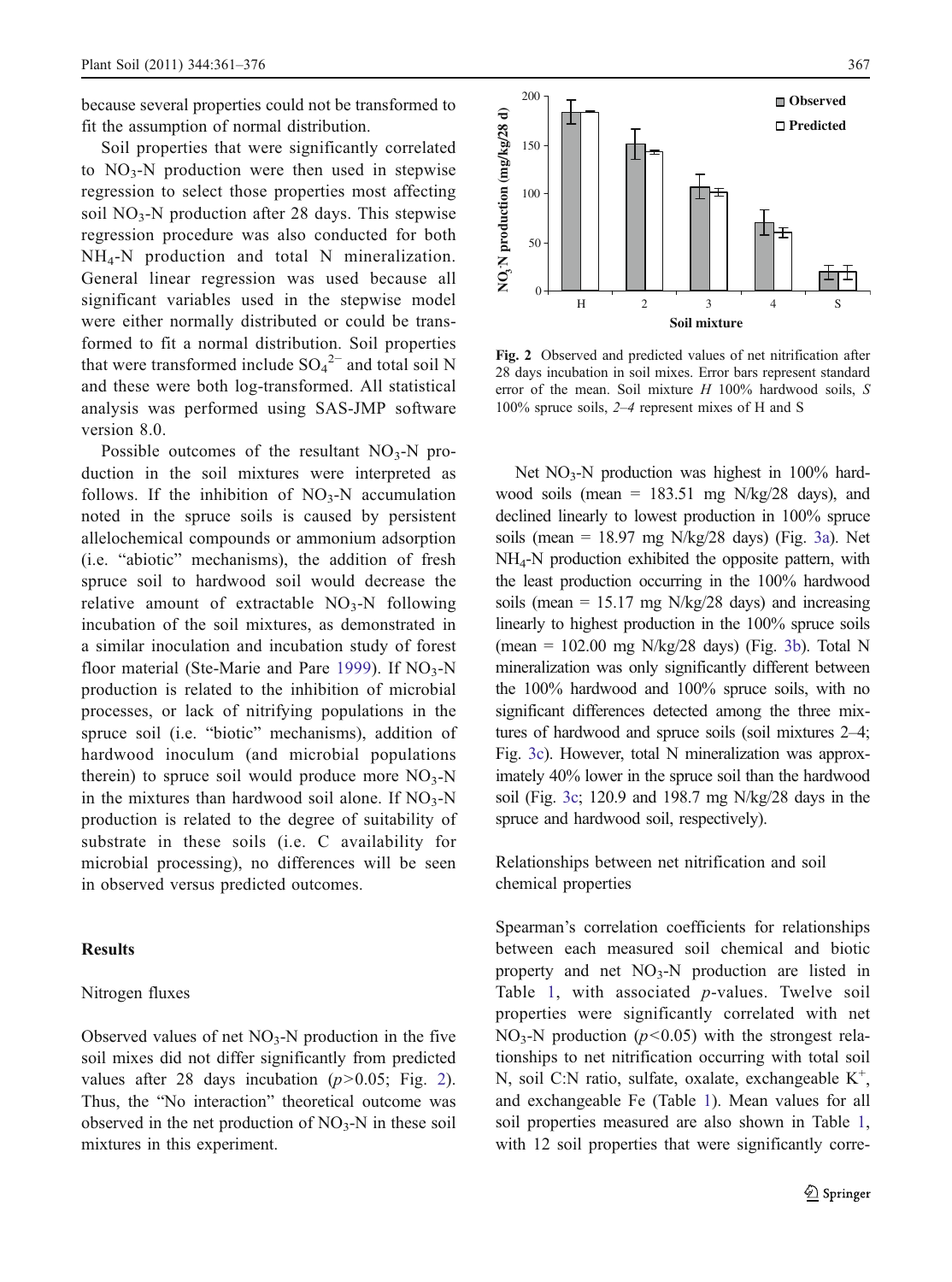because several properties could not be transformed to fit the assumption of normal distribution.

Soil properties that were significantly correlated to $NO_3$-N production were then used in stepwise regression to select those properties most affecting soil $NO_3$-N production after 28 days. This stepwise regression procedure was also conducted for both $NH_4$-N production and total N mineralization. General linear regression was used because all significant variables used in the stepwise model were either normally distributed or could be transformed to fit a normal distribution. Soil properties that were transformed include $SO_4^{2-}$ and total soil N and these were both log-transformed. All statistical analysis was performed using SAS-JMP software version 8.0.

Possible outcomes of the resultant $NO_3$-N production in the soil mixtures were interpreted as follows. If the inhibition of $NO_3$-N accumulation noted in the spruce soils is caused by persistent allelochemical compounds or ammonium adsorption (i.e. "abiotic" mechanisms), the addition of fresh spruce soil to hardwood soil would decrease the relative amount of extractable $NO_3$-N following incubation of the soil mixtures, as demonstrated in a similar inoculation and incubation study of forest floor material (Ste-Marie and Pare 1999). If $NO_3$-N production is related to the inhibition of microbial processes, or lack of nitrifying populations in the spruce soil (i.e. "biotic" mechanisms), addition of hardwood inoculum (and microbial populations therein) to spruce soil would produce more $NO_3$-N in the mixtures than hardwood soil alone. If $NO_3$-N production is related to the degree of suitability of substrate in these soils (i.e. C availability for microbial processing), no differences will be seen in observed versus predicted outcomes.

## Results

### Nitrogen fluxes

Observed values of net $NO_3$-N production in the five soil mixes did not differ significantly from predicted values after 28 days incubation ($p>0.05$; Fig. 2). Thus, the "No interaction" theoretical outcome was observed in the net production of $NO_3$-N in these soil mixtures in this experiment.

**Fig. 2** Observed and predicted values of net nitrification after 28 days incubation in soil mixes. Error bars represent standard error of the mean. Soil mixture *H* 100% hardwood soils, *S* 100% spruce soils, *2–4* represent mixes of H and S

Net $NO_3$-N production was highest in 100% hardwood soils (mean = 183.51 mg N/kg/28 days), and declined linearly to lowest production in 100% spruce soils (mean = 18.97 mg N/kg/28 days) (Fig. 3a). Net $NH_4$-N production exhibited the opposite pattern, with the least production occurring in the 100% hardwood soils (mean = 15.17 mg N/kg/28 days) and increasing linearly to highest production in the 100% spruce soils (mean = 102.00 mg N/kg/28 days) (Fig. 3b). Total N mineralization was only significantly different between the 100% hardwood and 100% spruce soils, with no significant differences detected among the three mixtures of hardwood and spruce soils (soil mixtures 2–4; Fig. 3c). However, total N mineralization was approximately 40% lower in the spruce soil than the hardwood soil (Fig. 3c; 120.9 and 198.7 mg N/kg/28 days in the spruce and hardwood soil, respectively).

### Relationships between net nitrification and soil chemical properties

Spearman's correlation coefficients for relationships between each measured soil chemical and biotic property and net $NO_3$-N production are listed in Table 1, with associated $p$-values. Twelve soil properties were significantly correlated with net $NO_3$-N production ($p<0.05$) with the strongest relationships to net nitrification occurring with total soil N, soil C:N ratio, sulfate, oxalate, exchangeable $K^+$, and exchangeable Fe (Table 1). Mean values for all soil properties measured are also shown in Table 1, with 12 soil properties that were significantly corre-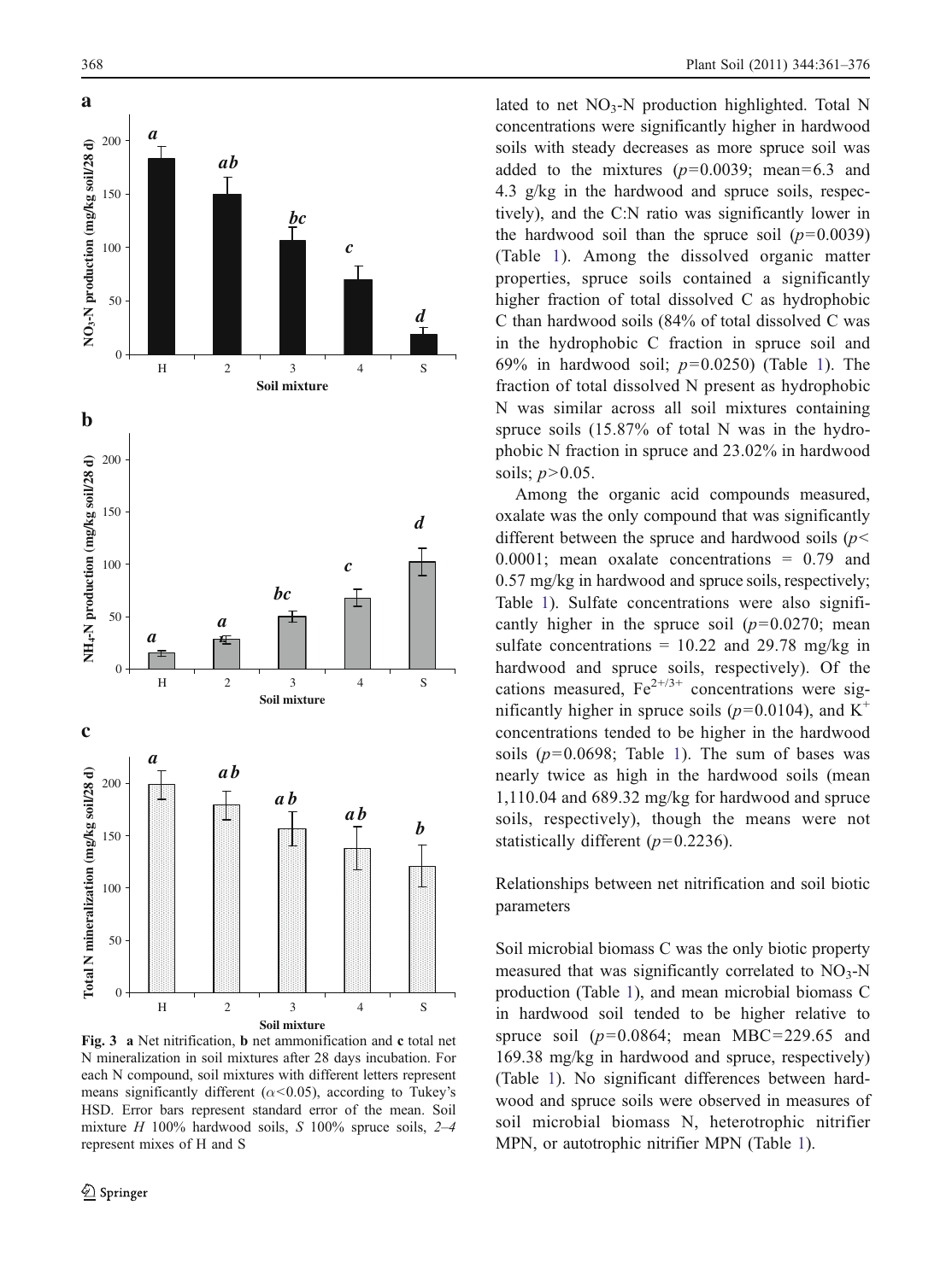Fig. 3 **a** Net nitrification, **b** net ammonification and **c** total net N mineralization in soil mixtures after 28 days incubation. For each N compound, soil mixtures with different letters represent means significantly different ($\alpha<0.05$), according to Tukey's HSD. Error bars represent standard error of the mean. Soil mixture *H* 100% hardwood soils, *S* 100% spruce soils, *2–4* represent mixes of H and S

lated to net $NO_3$-N production highlighted. Total N concentrations were significantly higher in hardwood soils with steady decreases as more spruce soil was added to the mixtures ($p=0.0039$; mean=6.3 and 4.3 g/kg in the hardwood and spruce soils, respectively), and the C:N ratio was significantly lower in the hardwood soil than the spruce soil ($p=0.0039$) (Table 1). Among the dissolved organic matter properties, spruce soils contained a significantly higher fraction of total dissolved C as hydrophobic C than hardwood soils (84% of total dissolved C was in the hydrophobic C fraction in spruce soil and 69% in hardwood soil; $p=0.0250$) (Table 1). The fraction of total dissolved N present as hydrophobic N was similar across all soil mixtures containing spruce soils (15.87% of total N was in the hydrophobic N fraction in spruce and 23.02% in hardwood soils; $p>0.05$.

Among the organic acid compounds measured, oxalate was the only compound that was significantly different between the spruce and hardwood soils ($p<0.0001$; mean oxalate concentrations = 0.79 and 0.57 mg/kg in hardwood and spruce soils, respectively; Table 1). Sulfate concentrations were also significantly higher in the spruce soil ($p=0.0270$; mean sulfate concentrations = 10.22 and 29.78 mg/kg in hardwood and spruce soils, respectively). Of the cations measured, $Fe^{2+/3+}$ concentrations were significantly higher in spruce soils ($p=0.0104$), and $K^+$ concentrations tended to be higher in the hardwood soils ($p=0.0698$; Table 1). The sum of bases was nearly twice as high in the hardwood soils (mean 1,110.04 and 689.32 mg/kg for hardwood and spruce soils, respectively), though the means were not statistically different ($p=0.2236$).

## Relationships between net nitrification and soil biotic parameters

Soil microbial biomass C was the only biotic property measured that was significantly correlated to $NO_3$-N production (Table 1), and mean microbial biomass C in hardwood soil tended to be higher relative to spruce soil ($p=0.0864$; mean MBC=229.65 and 169.38 mg/kg in hardwood and spruce, respectively) (Table 1). No significant differences between hardwood and spruce soils were observed in measures of soil microbial biomass N, heterotrophic nitrifier MPN, or autotrophic nitrifier MPN (Table 1).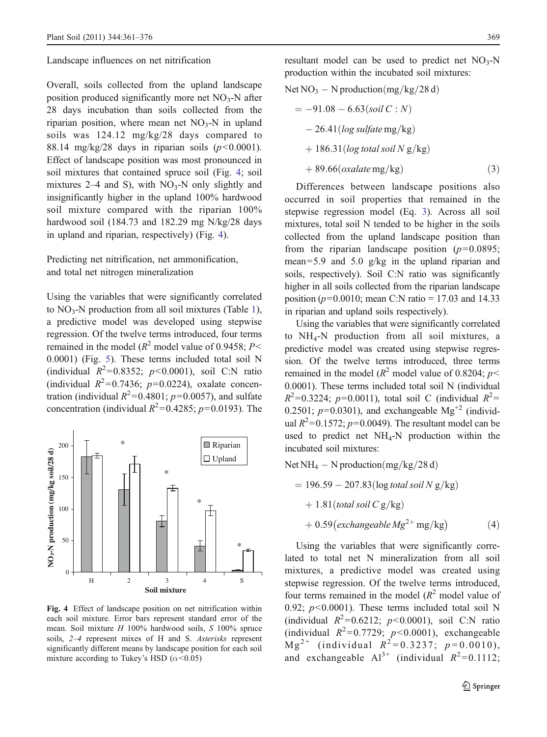### Landscape influences on net nitrification

Overall, soils collected from the upland landscape position produced significantly more net $NO_3$-N after 28 days incubation than soils collected from the riparian position, where mean net $NO_3$-N in upland soils was 124.12 mg/kg/28 days compared to 88.14 mg/kg/28 days in riparian soils ($p<0.0001$). Effect of landscape position was most pronounced in soil mixtures that contained spruce soil (Fig. 4; soil mixtures 2–4 and S), with $NO_3$-N only slightly and insignificantly higher in the upland 100% hardwood soil mixture compared with the riparian 100% hardwood soil (184.73 and 182.29 mg N/kg/28 days in upland and riparian, respectively) (Fig. 4).

### Predicting net nitrification, net ammonification, and total net nitrogen mineralization

Using the variables that were significantly correlated to $NO_3$-N production from all soil mixtures (Table 1), a predictive model was developed using stepwise regression. Of the twelve terms introduced, four terms remained in the model ($R^2$ model value of 0.9458; $P<0.0001$) (Fig. 5). These terms included total soil N (individual $R^2=0.8352$; $p<0.0001$), soil C:N ratio (individual $R^2=0.7436$; $p=0.0224$), oxalate concentration (individual $R^2=0.4801$; $p=0.0057$), and sulfate concentration (individual $R^2=0.4285$; $p=0.0193$). The resultant model can be used to predict net $NO_3$-N production within the incubated soil mixtures:

$$
\begin{aligned}
\text{Net } NO_3-\text{N production}(\text{mg/kg/28 d}) &= -91.08 - 6.63(\textit{soil C : N}) \\
&\quad - 26.41(\textit{log sulfate}\ \text{mg/kg}) \\
&\quad + 186.31(\textit{log total soil N}\ \text{g/kg}) \\
&\quad + 89.66(\textit{oxalate}\ \text{mg/kg})
\end{aligned} \tag{3}
$$

Differences between landscape positions also occurred in soil properties that remained in the stepwise regression model (Eq. 3). Across all soil mixtures, total soil N tended to be higher in the soils collected from the upland landscape position than from the riparian landscape position ($p=0.0895$; mean=5.9 and 5.0 g/kg in the upland riparian and soils, respectively). Soil C:N ratio was significantly higher in all soils collected from the riparian landscape position ($p=0.0010$; mean C:N ratio = 17.03 and 14.33 in riparian and upland soils respectively).

Using the variables that were significantly correlated to $NH_4$-N production from all soil mixtures, a predictive model was created using stepwise regression. Of the twelve terms introduced, three terms remained in the model ($R^2$ model value of 0.8204; $p<0.0001$). These terms included total soil N (individual $R^2=0.3224$; $p=0.0011$), total soil C (individual $R^2=0.2501$; $p=0.0301$), and exchangeable $Mg^{+2}$ (individual $R^2=0.1572$; $p=0.0049$). The resultant model can be used to predict net $NH_4$-N production within the incubated soil mixtures:

$$
\begin{aligned}
\text{Net } NH_4-\text{N production}(\text{mg/kg/28 d}) &= 196.59 - 207.83(\log \textit{total soil N}\ \text{g/kg}) \\
&\quad + 1.81(\textit{total soil C}\ \text{g/kg}) \\
&\quad + 0.59(\textit{exchangeable}\ Mg^{2+}\ \text{mg/kg})
\end{aligned} \tag{4}
$$

Using the variables that were significantly correlated to total net N mineralization from all soil mixtures, a predictive model was created using stepwise regression. Of the twelve terms introduced, four terms remained in the model ($R^2$ model value of 0.92; $p<0.0001$). These terms included total soil N (individual $R^2=0.6212$; $p<0.0001$), soil C:N ratio (individual $R^2=0.7729$; $p<0.0001$), exchangeable $Mg^{2+}$ (individual $R^2=0.3237$; $p=0.0010$), and exchangeable $Al^{3+}$ (individual $R^2=0.1112$;

**Fig. 4** Effect of landscape position on net nitrification within each soil mixture. Error bars represent standard error of the mean. Soil mixture *H* 100% hardwood soils, *S* 100% spruce soils, *2–4* represent mixes of H and S. *Asterisks* represent significantly different means by landscape position for each soil mixture according to Tukey's HSD ($\alpha<0.05$)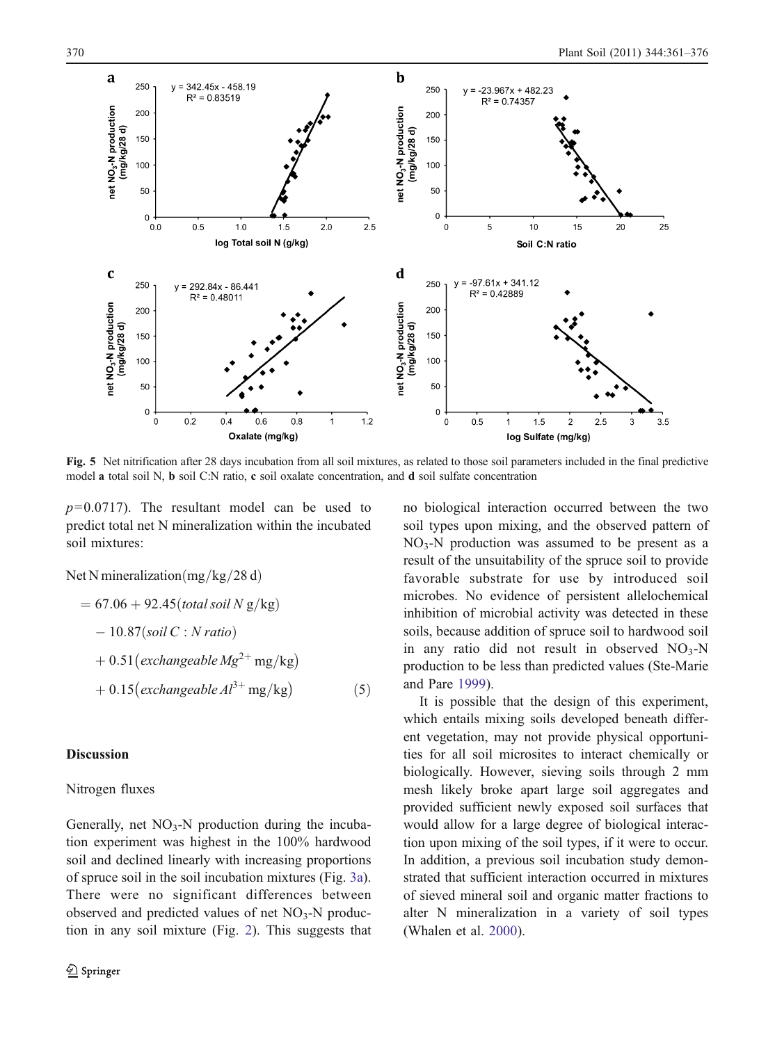Fig. 5 Net nitrification after 28 days incubation from all soil mixtures, as related to those soil parameters included in the final predictive model **a** total soil N, **b** soil C:N ratio, **c** soil oxalate concentration, and **d** soil sulfate concentration

$p$=0.0717). The resultant model can be used to predict total net N mineralization within the incubated soil mixtures:

$$
\begin{aligned}
\text{Net N mineralization}(\text{mg/kg/28 d}) &= 67.06 + 92.45(\textit{total soil N}\ \text{g/kg}) \\
&\quad - 10.87(\textit{soil C : N ratio}) \\
&\quad + 0.51(\textit{exchangeable}\ Mg^{2+}\ \text{mg/kg}) \\
&\quad + 0.15(\textit{exchangeable}\ Al^{3+}\ \text{mg/kg}) \qquad (5)
\end{aligned}
$$

## Discussion

### Nitrogen fluxes

Generally, net $NO_3$-N production during the incubation experiment was highest in the 100% hardwood soil and declined linearly with increasing proportions of spruce soil in the soil incubation mixtures (Fig. 3a). There were no significant differences between observed and predicted values of net $NO_3$-N production in any soil mixture (Fig. 2). This suggests that no biological interaction occurred between the two soil types upon mixing, and the observed pattern of $NO_3$-N production was assumed to be present as a result of the unsuitability of the spruce soil to provide favorable substrate for use by introduced soil microbes. No evidence of persistent allelochemical inhibition of microbial activity was detected in these soils, because addition of spruce soil to hardwood soil in any ratio did not result in observed $NO_3$-N production to be less than predicted values (Ste-Marie and Pare 1999).

It is possible that the design of this experiment, which entails mixing soils developed beneath different vegetation, may not provide physical opportunities for all soil microsites to interact chemically or biologically. However, sieving soils through 2 mm mesh likely broke apart large soil aggregates and provided sufficient newly exposed soil surfaces that would allow for a large degree of biological interaction upon mixing of the soil types, if it were to occur. In addition, a previous soil incubation study demonstrated that sufficient interaction occurred in mixtures of sieved mineral soil and organic matter fractions to alter N mineralization in a variety of soil types (Whalen et al. 2000).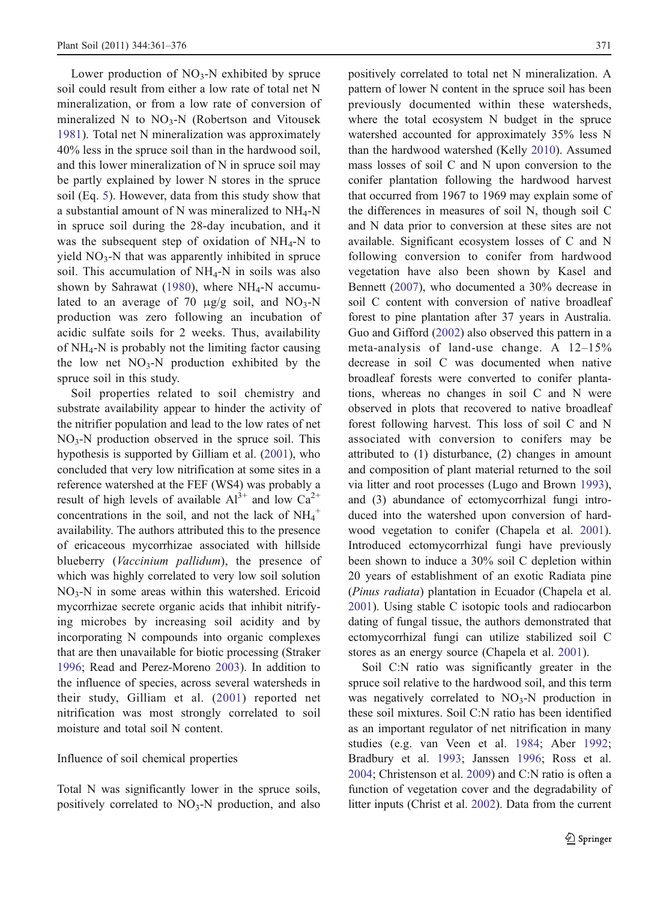Lower production of $NO_3$-N exhibited by spruce soil could result from either a low rate of total net N mineralization, or from a low rate of conversion of mineralized N to $NO_3$-N (Robertson and Vitousek 1981). Total net N mineralization was approximately 40% less in the spruce soil than in the hardwood soil, and this lower mineralization of N in spruce soil may be partly explained by lower N stores in the spruce soil (Eq. 5). However, data from this study show that a substantial amount of N was mineralized to $NH_4$-N in spruce soil during the 28-day incubation, and it was the subsequent step of oxidation of $NH_4$-N to yield $NO_3$-N that was apparently inhibited in spruce soil. This accumulation of $NH_4$-N in soils was also shown by Sahrawat (1980), where $NH_4$-N accumulated to an average of 70 μg/g soil, and $NO_3$-N production was zero following an incubation of acidic sulfate soils for 2 weeks. Thus, availability of $NH_4$-N is probably not the limiting factor causing the low net $NO_3$-N production exhibited by the spruce soil in this study.

Soil properties related to soil chemistry and substrate availability appear to hinder the activity of the nitrifier population and lead to the low rates of net $NO_3$-N production observed in the spruce soil. This hypothesis is supported by Gilliam et al. (2001), who concluded that very low nitrification at some sites in a reference watershed at the FEF (WS4) was probably a result of high levels of available $Al^{3+}$ and low $Ca^{2+}$ concentrations in the soil, and not the lack of $NH_4^+$ availability. The authors attributed this to the presence of ericaceous mycorrhizae associated with hillside blueberry (*Vaccinium pallidum*), the presence of which was highly correlated to very low soil solution $NO_3$-N in some areas within this watershed. Ericoid mycorrhizae secrete organic acids that inhibit nitrifying microbes by increasing soil acidity and by incorporating N compounds into organic complexes that are then unavailable for biotic processing (Straker 1996; Read and Perez-Moreno 2003). In addition to the influence of species, across several watersheds in their study, Gilliam et al. (2001) reported net nitrification was most strongly correlated to soil moisture and total soil N content.

## Influence of soil chemical properties

Total N was significantly lower in the spruce soils, positively correlated to $NO_3$-N production, and also positively correlated to total net N mineralization. A pattern of lower N content in the spruce soil has been previously documented within these watersheds, where the total ecosystem N budget in the spruce watershed accounted for approximately 35% less N than the hardwood watershed (Kelly 2010). Assumed mass losses of soil C and N upon conversion to the conifer plantation following the hardwood harvest that occurred from 1967 to 1969 may explain some of the differences in measures of soil N, though soil C and N data prior to conversion at these sites are not available. Significant ecosystem losses of C and N following conversion to conifer from hardwood vegetation have also been shown by Kasel and Bennett (2007), who documented a 30% decrease in soil C content with conversion of native broadleaf forest to pine plantation after 37 years in Australia. Guo and Gifford (2002) also observed this pattern in a meta-analysis of land-use change. A 12–15% decrease in soil C was documented when native broadleaf forests were converted to conifer plantations, whereas no changes in soil C and N were observed in plots that recovered to native broadleaf forest following harvest. This loss of soil C and N associated with conversion to conifers may be attributed to (1) disturbance, (2) changes in amount and composition of plant material returned to the soil via litter and root processes (Lugo and Brown 1993), and (3) abundance of ectomycorrhizal fungi introduced into the watershed upon conversion of hardwood vegetation to conifer (Chapela et al. 2001). Introduced ectomycorrhizal fungi have previously been shown to induce a 30% soil C depletion within 20 years of establishment of an exotic Radiata pine (*Pinus radiata*) plantation in Ecuador (Chapela et al. 2001). Using stable C isotopic tools and radiocarbon dating of fungal tissue, the authors demonstrated that ectomycorrhizal fungi can utilize stabilized soil C stores as an energy source (Chapela et al. 2001).

Soil C:N ratio was significantly greater in the spruce soil relative to the hardwood soil, and this term was negatively correlated to $NO_3$-N production in these soil mixtures. Soil C:N ratio has been identified as an important regulator of net nitrification in many studies (e.g. van Veen et al. 1984; Aber 1992; Bradbury et al. 1993; Janssen 1996; Ross et al. 2004; Christenson et al. 2009) and C:N ratio is often a function of vegetation cover and the degradability of litter inputs (Christ et al. 2002). Data from the current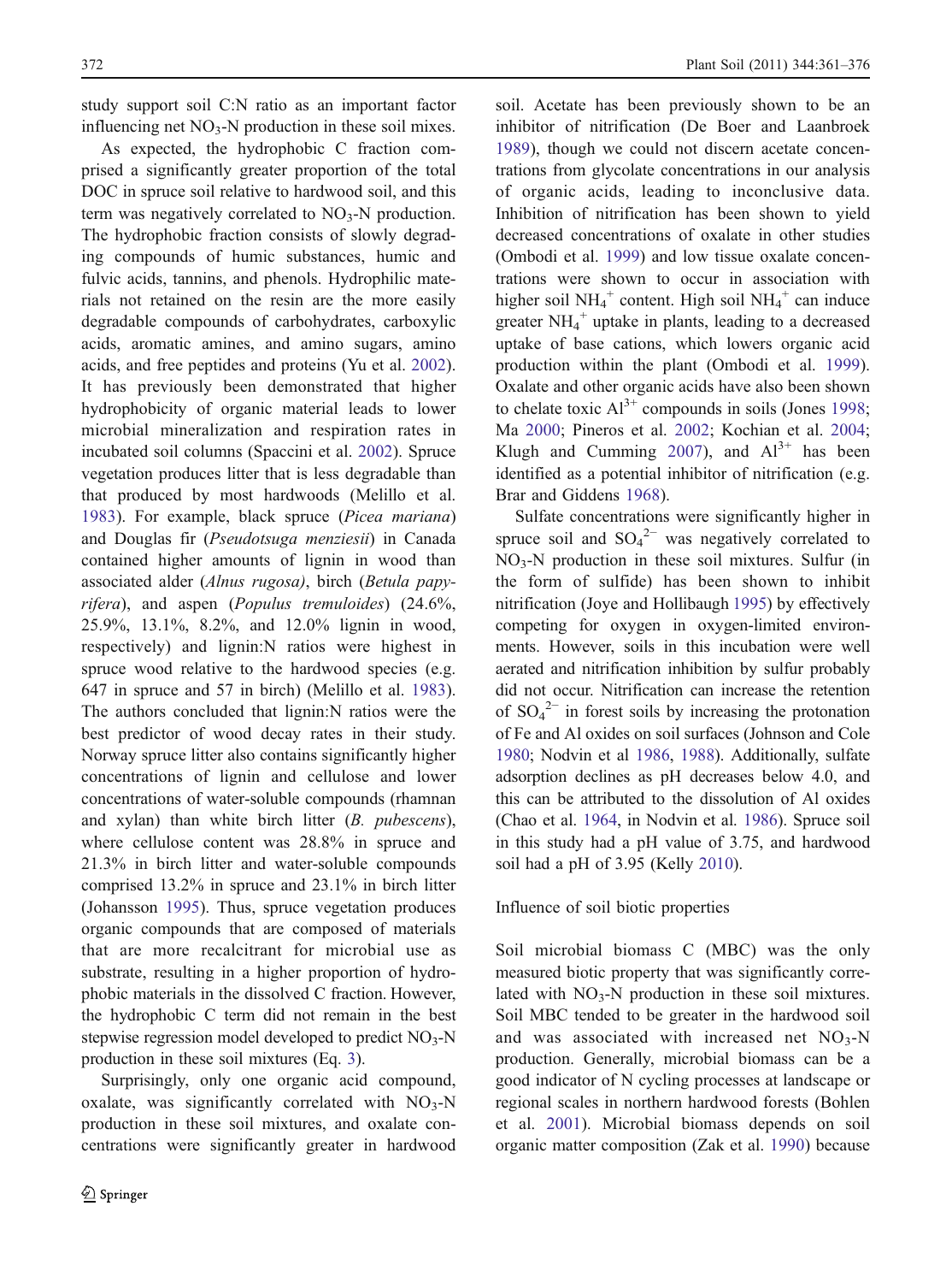study support soil C:N ratio as an important factor influencing net $NO_3$-N production in these soil mixes.

As expected, the hydrophobic C fraction comprised a significantly greater proportion of the total DOC in spruce soil relative to hardwood soil, and this term was negatively correlated to $NO_3$-N production. The hydrophobic fraction consists of slowly degrading compounds of humic substances, humic and fulvic acids, tannins, and phenols. Hydrophilic materials not retained on the resin are the more easily degradable compounds of carbohydrates, carboxylic acids, aromatic amines, and amino sugars, amino acids, and free peptides and proteins (Yu et al. 2002). It has previously been demonstrated that higher hydrophobicity of organic material leads to lower microbial mineralization and respiration rates in incubated soil columns (Spaccini et al. 2002). Spruce vegetation produces litter that is less degradable than that produced by most hardwoods (Melillo et al. 1983). For example, black spruce (*Picea mariana*) and Douglas fir (*Pseudotsuga menziesii*) in Canada contained higher amounts of lignin in wood than associated alder (*Alnus rugosa)*, birch (*Betula papyrifera*), and aspen (*Populus tremuloides*) (24.6%, 25.9%, 13.1%, 8.2%, and 12.0% lignin in wood, respectively) and lignin:N ratios were highest in spruce wood relative to the hardwood species (e.g. 647 in spruce and 57 in birch) (Melillo et al. 1983). The authors concluded that lignin:N ratios were the best predictor of wood decay rates in their study. Norway spruce litter also contains significantly higher concentrations of lignin and cellulose and lower concentrations of water-soluble compounds (rhamnan and xylan) than white birch litter (*B. pubescens*), where cellulose content was 28.8% in spruce and 21.3% in birch litter and water-soluble compounds comprised 13.2% in spruce and 23.1% in birch litter (Johansson 1995). Thus, spruce vegetation produces organic compounds that are composed of materials that are more recalcitrant for microbial use as substrate, resulting in a higher proportion of hydrophobic materials in the dissolved C fraction. However, the hydrophobic C term did not remain in the best stepwise regression model developed to predict $NO_3$-N production in these soil mixtures (Eq. 3).

Surprisingly, only one organic acid compound, oxalate, was significantly correlated with $NO_3$-N production in these soil mixtures, and oxalate concentrations were significantly greater in hardwood soil. Acetate has been previously shown to be an inhibitor of nitrification (De Boer and Laanbroek 1989), though we could not discern acetate concentrations from glycolate concentrations in our analysis of organic acids, leading to inconclusive data. Inhibition of nitrification has been shown to yield decreased concentrations of oxalate in other studies (Ombodi et al. 1999) and low tissue oxalate concentrations were shown to occur in association with higher soil $NH_4^+$ content. High soil $NH_4^+$ can induce greater $NH_4^+$ uptake in plants, leading to a decreased uptake of base cations, which lowers organic acid production within the plant (Ombodi et al. 1999). Oxalate and other organic acids have also been shown to chelate toxic $Al^{3+}$ compounds in soils (Jones 1998; Ma 2000; Pineros et al. 2002; Kochian et al. 2004; Klugh and Cumming 2007), and $Al^{3+}$ has been identified as a potential inhibitor of nitrification (e.g. Brar and Giddens 1968).

Sulfate concentrations were significantly higher in spruce soil and $SO_4^{2-}$ was negatively correlated to $NO_3$-N production in these soil mixtures. Sulfur (in the form of sulfide) has been shown to inhibit nitrification (Joye and Hollibaugh 1995) by effectively competing for oxygen in oxygen-limited environments. However, soils in this incubation were well aerated and nitrification inhibition by sulfur probably did not occur. Nitrification can increase the retention of $SO_4^{2-}$ in forest soils by increasing the protonation of Fe and Al oxides on soil surfaces (Johnson and Cole 1980; Nodvin et al 1986, 1988). Additionally, sulfate adsorption declines as pH decreases below 4.0, and this can be attributed to the dissolution of Al oxides (Chao et al. 1964, in Nodvin et al. 1986). Spruce soil in this study had a pH value of 3.75, and hardwood soil had a pH of 3.95 (Kelly 2010).

### Influence of soil biotic properties

Soil microbial biomass C (MBC) was the only measured biotic property that was significantly correlated with $NO_3$-N production in these soil mixtures. Soil MBC tended to be greater in the hardwood soil and was associated with increased net $NO_3$-N production. Generally, microbial biomass can be a good indicator of N cycling processes at landscape or regional scales in northern hardwood forests (Bohlen et al. 2001). Microbial biomass depends on soil organic matter composition (Zak et al. 1990) because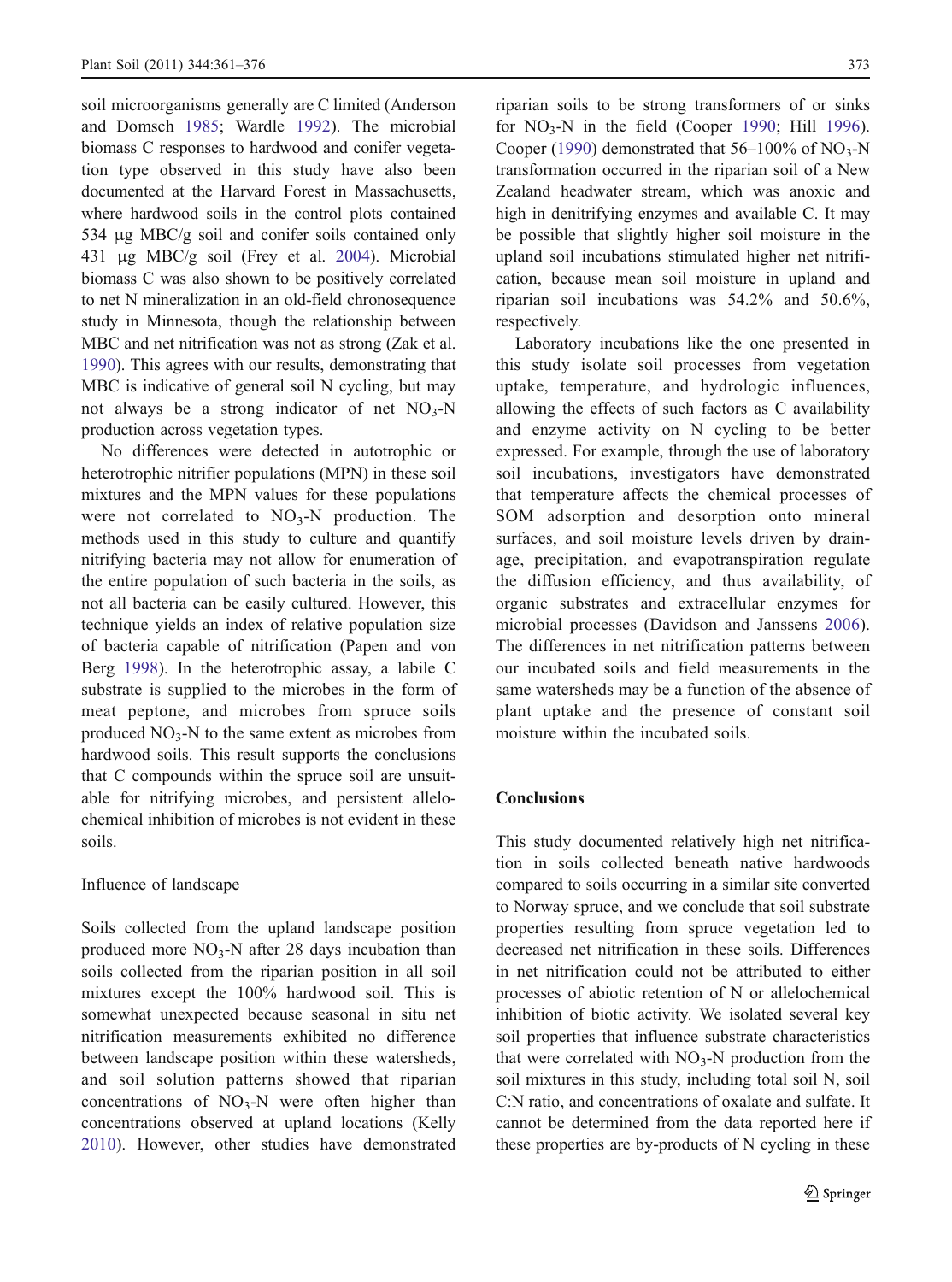soil microorganisms generally are C limited (Anderson and Domsch 1985; Wardle 1992). The microbial biomass C responses to hardwood and conifer vegetation type observed in this study have also been documented at the Harvard Forest in Massachusetts, where hardwood soils in the control plots contained 534 μg MBC/g soil and conifer soils contained only 431 μg MBC/g soil (Frey et al. 2004). Microbial biomass C was also shown to be positively correlated to net N mineralization in an old-field chronosequence study in Minnesota, though the relationship between MBC and net nitrification was not as strong (Zak et al. 1990). This agrees with our results, demonstrating that MBC is indicative of general soil N cycling, but may not always be a strong indicator of net $NO_3$-N production across vegetation types.

No differences were detected in autotrophic or heterotrophic nitrifier populations (MPN) in these soil mixtures and the MPN values for these populations were not correlated to $NO_3$-N production. The methods used in this study to culture and quantify nitrifying bacteria may not allow for enumeration of the entire population of such bacteria in the soils, as not all bacteria can be easily cultured. However, this technique yields an index of relative population size of bacteria capable of nitrification (Papen and von Berg 1998). In the heterotrophic assay, a labile C substrate is supplied to the microbes in the form of meat peptone, and microbes from spruce soils produced $NO_3$-N to the same extent as microbes from hardwood soils. This result supports the conclusions that C compounds within the spruce soil are unsuitable for nitrifying microbes, and persistent allelochemical inhibition of microbes is not evident in these soils.

### Influence of landscape

Soils collected from the upland landscape position produced more $NO_3$-N after 28 days incubation than soils collected from the riparian position in all soil mixtures except the 100% hardwood soil. This is somewhat unexpected because seasonal in situ net nitrification measurements exhibited no difference between landscape position within these watersheds, and soil solution patterns showed that riparian concentrations of $NO_3$-N were often higher than concentrations observed at upland locations (Kelly 2010). However, other studies have demonstrated riparian soils to be strong transformers of or sinks for $NO_3$-N in the field (Cooper 1990; Hill 1996). Cooper (1990) demonstrated that 56–100% of $NO_3$-N transformation occurred in the riparian soil of a New Zealand headwater stream, which was anoxic and high in denitrifying enzymes and available C. It may be possible that slightly higher soil moisture in the upland soil incubations stimulated higher net nitrification, because mean soil moisture in upland and riparian soil incubations was 54.2% and 50.6%, respectively.

Laboratory incubations like the one presented in this study isolate soil processes from vegetation uptake, temperature, and hydrologic influences, allowing the effects of such factors as C availability and enzyme activity on N cycling to be better expressed. For example, through the use of laboratory soil incubations, investigators have demonstrated that temperature affects the chemical processes of SOM adsorption and desorption onto mineral surfaces, and soil moisture levels driven by drainage, precipitation, and evapotranspiration regulate the diffusion efficiency, and thus availability, of organic substrates and extracellular enzymes for microbial processes (Davidson and Janssens 2006). The differences in net nitrification patterns between our incubated soils and field measurements in the same watersheds may be a function of the absence of plant uptake and the presence of constant soil moisture within the incubated soils.

## Conclusions

This study documented relatively high net nitrification in soils collected beneath native hardwoods compared to soils occurring in a similar site converted to Norway spruce, and we conclude that soil substrate properties resulting from spruce vegetation led to decreased net nitrification in these soils. Differences in net nitrification could not be attributed to either processes of abiotic retention of N or allelochemical inhibition of biotic activity. We isolated several key soil properties that influence substrate characteristics that were correlated with $NO_3$-N production from the soil mixtures in this study, including total soil N, soil C:N ratio, and concentrations of oxalate and sulfate. It cannot be determined from the data reported here if these properties are by-products of N cycling in these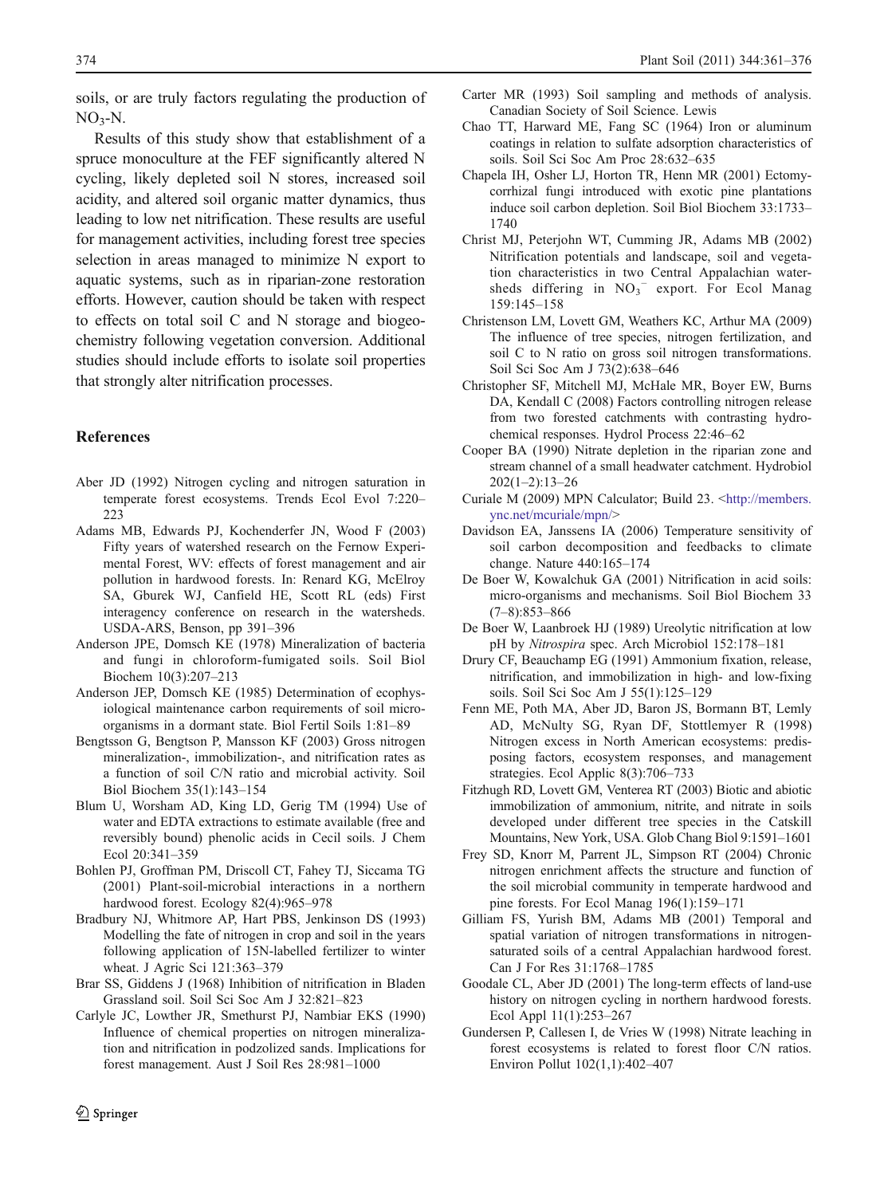soils, or are truly factors regulating the production of $NO_3$-N.

Results of this study show that establishment of a spruce monoculture at the FEF significantly altered N cycling, likely depleted soil N stores, increased soil acidity, and altered soil organic matter dynamics, thus leading to low net nitrification. These results are useful for management activities, including forest tree species selection in areas managed to minimize N export to aquatic systems, such as in riparian-zone restoration efforts. However, caution should be taken with respect to effects on total soil C and N storage and biogeochemistry following vegetation conversion. Additional studies should include efforts to isolate soil properties that strongly alter nitrification processes.

## References

Aber JD (1992) Nitrogen cycling and nitrogen saturation in temperate forest ecosystems. Trends Ecol Evol 7:220–223

Adams MB, Edwards PJ, Kochenderfer JN, Wood F (2003) Fifty years of watershed research on the Fernow Experimental Forest, WV: effects of forest management and air pollution in hardwood forests. In: Renard KG, McElroy SA, Gburek WJ, Canfield HE, Scott RL (eds) First interagency conference on research in the watersheds. USDA-ARS, Benson, pp 391–396

Anderson JPE, Domsch KE (1978) Mineralization of bacteria and fungi in chloroform-fumigated soils. Soil Biol Biochem 10(3):207–213

Anderson JEP, Domsch KE (1985) Determination of ecophysiological maintenance carbon requirements of soil microorganisms in a dormant state. Biol Fertil Soils 1:81–89

Bengtsson G, Bengtson P, Mansson KF (2003) Gross nitrogen mineralization-, immobilization-, and nitrification rates as a function of soil C/N ratio and microbial activity. Soil Biol Biochem 35(1):143–154

Blum U, Worsham AD, King LD, Gerig TM (1994) Use of water and EDTA extractions to estimate available (free and reversibly bound) phenolic acids in Cecil soils. J Chem Ecol 20:341–359

Bohlen PJ, Groffman PM, Driscoll CT, Fahey TJ, Siccama TG (2001) Plant-soil-microbial interactions in a northern hardwood forest. Ecology 82(4):965–978

Bradbury NJ, Whitmore AP, Hart PBS, Jenkinson DS (1993) Modelling the fate of nitrogen in crop and soil in the years following application of 15N-labelled fertilizer to winter wheat. J Agric Sci 121:363–379

Brar SS, Giddens J (1968) Inhibition of nitrification in Bladen Grassland soil. Soil Sci Soc Am J 32:821–823

Carlyle JC, Lowther JR, Smethurst PJ, Nambiar EKS (1990) Influence of chemical properties on nitrogen mineralization and nitrification in podzolized sands. Implications for forest management. Aust J Soil Res 28:981–1000

Carter MR (1993) Soil sampling and methods of analysis. Canadian Society of Soil Science. Lewis

Chao TT, Harward ME, Fang SC (1964) Iron or aluminum coatings in relation to sulfate adsorption characteristics of soils. Soil Sci Soc Am Proc 28:632–635

Chapela IH, Osher LJ, Horton TR, Henn MR (2001) Ectomycorrhizal fungi introduced with exotic pine plantations induce soil carbon depletion. Soil Biol Biochem 33:1733–1740

Christ MJ, Peterjohn WT, Cumming JR, Adams MB (2002) Nitrification potentials and landscape, soil and vegetation characteristics in two Central Appalachian watersheds differing in $NO_3^-$ export. For Ecol Manag 159:145–158

Christenson LM, Lovett GM, Weathers KC, Arthur MA (2009) The influence of tree species, nitrogen fertilization, and soil C to N ratio on gross soil nitrogen transformations. Soil Sci Soc Am J 73(2):638–646

Christopher SF, Mitchell MJ, McHale MR, Boyer EW, Burns DA, Kendall C (2008) Factors controlling nitrogen release from two forested catchments with contrasting hydrochemical responses. Hydrol Process 22:46–62

Cooper BA (1990) Nitrate depletion in the riparian zone and stream channel of a small headwater catchment. Hydrobiol 202(1–2):13–26

Curiale M (2009) MPN Calculator; Build 23. <http://members.ync.net/mcuriale/mpn/>

Davidson EA, Janssens IA (2006) Temperature sensitivity of soil carbon decomposition and feedbacks to climate change. Nature 440:165–174

De Boer W, Kowalchuk GA (2001) Nitrification in acid soils: micro-organisms and mechanisms. Soil Biol Biochem 33(7–8):853–866

De Boer W, Laanbroek HJ (1989) Ureolytic nitrification at low pH by *Nitrospira* spec. Arch Microbiol 152:178–181

Drury CF, Beauchamp EG (1991) Ammonium fixation, release, nitrification, and immobilization in high- and low-fixing soils. Soil Sci Soc Am J 55(1):125–129

Fenn ME, Poth MA, Aber JD, Baron JS, Bormann BT, Lemly AD, McNulty SG, Ryan DF, Stottlemyer R (1998) Nitrogen excess in North American ecosystems: predisposing factors, ecosystem responses, and management strategies. Ecol Applic 8(3):706–733

Fitzhugh RD, Lovett GM, Venterea RT (2003) Biotic and abiotic immobilization of ammonium, nitrite, and nitrate in soils developed under different tree species in the Catskill Mountains, New York, USA. Glob Chang Biol 9:1591–1601

Frey SD, Knorr M, Parrent JL, Simpson RT (2004) Chronic nitrogen enrichment affects the structure and function of the soil microbial community in temperate hardwood and pine forests. For Ecol Manag 196(1):159–171

Gilliam FS, Yurish BM, Adams MB (2001) Temporal and spatial variation of nitrogen transformations in nitrogen-saturated soils of a central Appalachian hardwood forest. Can J For Res 31:1768–1785

Goodale CL, Aber JD (2001) The long-term effects of land-use history on nitrogen cycling in northern hardwood forests. Ecol Appl 11(1):253–267

Gundersen P, Callesen I, de Vries W (1998) Nitrate leaching in forest ecosystems is related to forest floor C/N ratios. Environ Pollut 102(1,1):402–407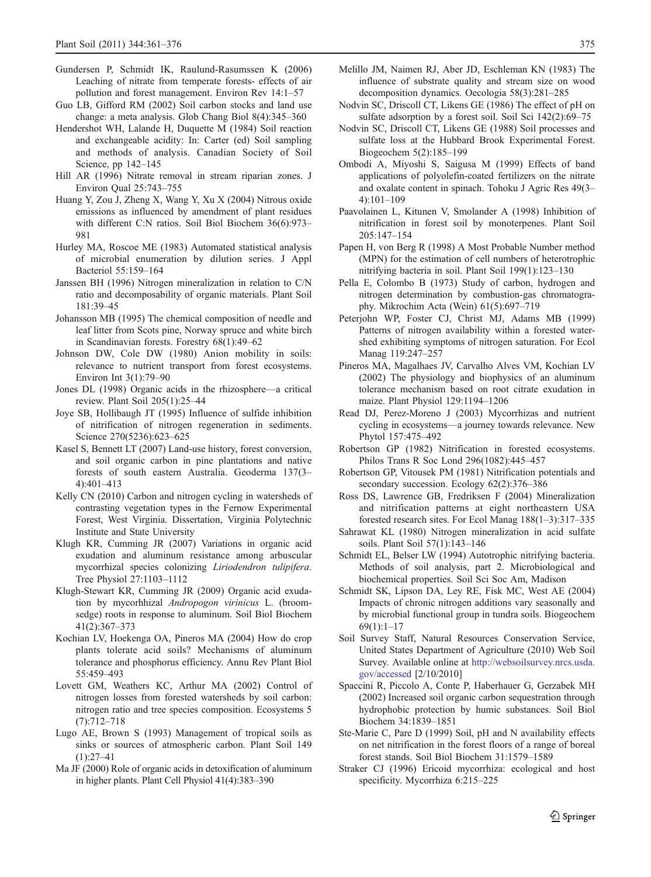Gundersen P, Schmidt IK, Raulund-Rasumssen K (2006) Leaching of nitrate from temperate forests- effects of air pollution and forest management. Environ Rev 14:1–57

Guo LB, Gifford RM (2002) Soil carbon stocks and land use change: a meta analysis. Glob Chang Biol 8(4):345–360

Hendershot WH, Lalande H, Duquette M (1984) Soil reaction and exchangeable acidity: In: Carter (ed) Soil sampling and methods of analysis. Canadian Society of Soil Science, pp 142–145

Hill AR (1996) Nitrate removal in stream riparian zones. J Environ Qual 25:743–755

Huang Y, Zou J, Zheng X, Wang Y, Xu X (2004) Nitrous oxide emissions as influenced by amendment of plant residues with different C:N ratios. Soil Biol Biochem 36(6):973–981

Hurley MA, Roscoe ME (1983) Automated statistical analysis of microbial enumeration by dilution series. J Appl Bacteriol 55:159–164

Janssen BH (1996) Nitrogen mineralization in relation to C/N ratio and decomposability of organic materials. Plant Soil 181:39–45

Johansson MB (1995) The chemical composition of needle and leaf litter from Scots pine, Norway spruce and white birch in Scandinavian forests. Forestry 68(1):49–62

Johnson DW, Cole DW (1980) Anion mobility in soils: relevance to nutrient transport from forest ecosystems. Environ Int 3(1):79–90

Jones DL (1998) Organic acids in the rhizosphere—a critical review. Plant Soil 205(1):25–44

Joye SB, Hollibaugh JT (1995) Influence of sulfide inhibition of nitrification of nitrogen regeneration in sediments. Science 270(5236):623–625

Kasel S, Bennett LT (2007) Land-use history, forest conversion, and soil organic carbon in pine plantations and native forests of south eastern Australia. Geoderma 137(3–4):401–413

Kelly CN (2010) Carbon and nitrogen cycling in watersheds of contrasting vegetation types in the Fernow Experimental Forest, West Virginia. Dissertation, Virginia Polytechnic Institute and State University

Klugh KR, Cumming JR (2007) Variations in organic acid exudation and aluminum resistance among arbuscular mycorrhizal species colonizing *Liriodendron tulipifera*. Tree Physiol 27:1103–1112

Klugh-Stewart KR, Cumming JR (2009) Organic acid exudation by mycorhhizal *Andropogon virinicus* L. (broomsedge) roots in response to aluminum. Soil Biol Biochem 41(2):367–373

Kochian LV, Hoekenga OA, Pineros MA (2004) How do crop plants tolerate acid soils? Mechanisms of aluminum tolerance and phosphorus efficiency. Annu Rev Plant Biol 55:459–493

Lovett GM, Weathers KC, Arthur MA (2002) Control of nitrogen losses from forested watersheds by soil carbon: nitrogen ratio and tree species composition. Ecosystems 5 (7):712–718

Lugo AE, Brown S (1993) Management of tropical soils as sinks or sources of atmospheric carbon. Plant Soil 149 (1):27–41

Ma JF (2000) Role of organic acids in detoxification of aluminum in higher plants. Plant Cell Physiol 41(4):383–390

Melillo JM, Naimen RJ, Aber JD, Eschleman KN (1983) The influence of substrate quality and stream size on wood decomposition dynamics. Oecologia 58(3):281–285

Nodvin SC, Driscoll CT, Likens GE (1986) The effect of pH on sulfate adsorption by a forest soil. Soil Sci 142(2):69–75

Nodvin SC, Driscoll CT, Likens GE (1988) Soil processes and sulfate loss at the Hubbard Brook Experimental Forest. Biogeochem 5(2):185–199

Ombodi A, Miyoshi S, Saigusa M (1999) Effects of band applications of polyolefin-coated fertilizers on the nitrate and oxalate content in spinach. Tohoku J Agric Res 49(3–4):101–109

Paavolainen L, Kitunen V, Smolander A (1998) Inhibition of nitrification in forest soil by monoterpenes. Plant Soil 205:147–154

Papen H, von Berg R (1998) A Most Probable Number method (MPN) for the estimation of cell numbers of heterotrophic nitrifying bacteria in soil. Plant Soil 199(1):123–130

Pella E, Colombo B (1973) Study of carbon, hydrogen and nitrogen determination by combustion-gas chromatography. Mikrochim Acta (Wein) 61(5):697–719

Peterjohn WP, Foster CJ, Christ MJ, Adams MB (1999) Patterns of nitrogen availability within a forested watershed exhibiting symptoms of nitrogen saturation. For Ecol Manag 119:247–257

Pineros MA, Magalhaes JV, Carvalho Alves VM, Kochian LV (2002) The physiology and biophysics of an aluminum tolerance mechanism based on root citrate exudation in maize. Plant Physiol 129:1194–1206

Read DJ, Perez-Moreno J (2003) Mycorrhizas and nutrient cycling in ecosystems—a journey towards relevance. New Phytol 157:475–492

Robertson GP (1982) Nitrification in forested ecosystems. Philos Trans R Soc Lond 296(1082):445–457

Robertson GP, Vitousek PM (1981) Nitrification potentials and secondary succession. Ecology 62(2):376–386

Ross DS, Lawrence GB, Fredriksen F (2004) Mineralization and nitrification patterns at eight northeastern USA forested research sites. For Ecol Manag 188(1–3):317–335

Sahrawat KL (1980) Nitrogen mineralization in acid sulfate soils. Plant Soil 57(1):143–146

Schmidt EL, Belser LW (1994) Autotrophic nitrifying bacteria. Methods of soil analysis, part 2. Microbiological and biochemical properties. Soil Sci Soc Am, Madison

Schmidt SK, Lipson DA, Ley RE, Fisk MC, West AE (2004) Impacts of chronic nitrogen additions vary seasonally and by microbial functional group in tundra soils. Biogeochem 69(1):1–17

Soil Survey Staff, Natural Resources Conservation Service, United States Department of Agriculture (2010) Web Soil Survey. Available online at http://websoilsurvey.nrcs.usda.gov/accessed [2/10/2010]

Spaccini R, Piccolo A, Conte P, Haberhauer G, Gerzabek MH (2002) Increased soil organic carbon sequestration through hydrophobic protection by humic substances. Soil Biol Biochem 34:1839–1851

Ste-Marie C, Pare D (1999) Soil, pH and N availability effects on net nitrification in the forest floors of a range of boreal forest stands. Soil Biol Biochem 31:1579–1589

Straker CJ (1996) Ericoid mycorrhiza: ecological and host specificity. Mycorrhiza 6:215–225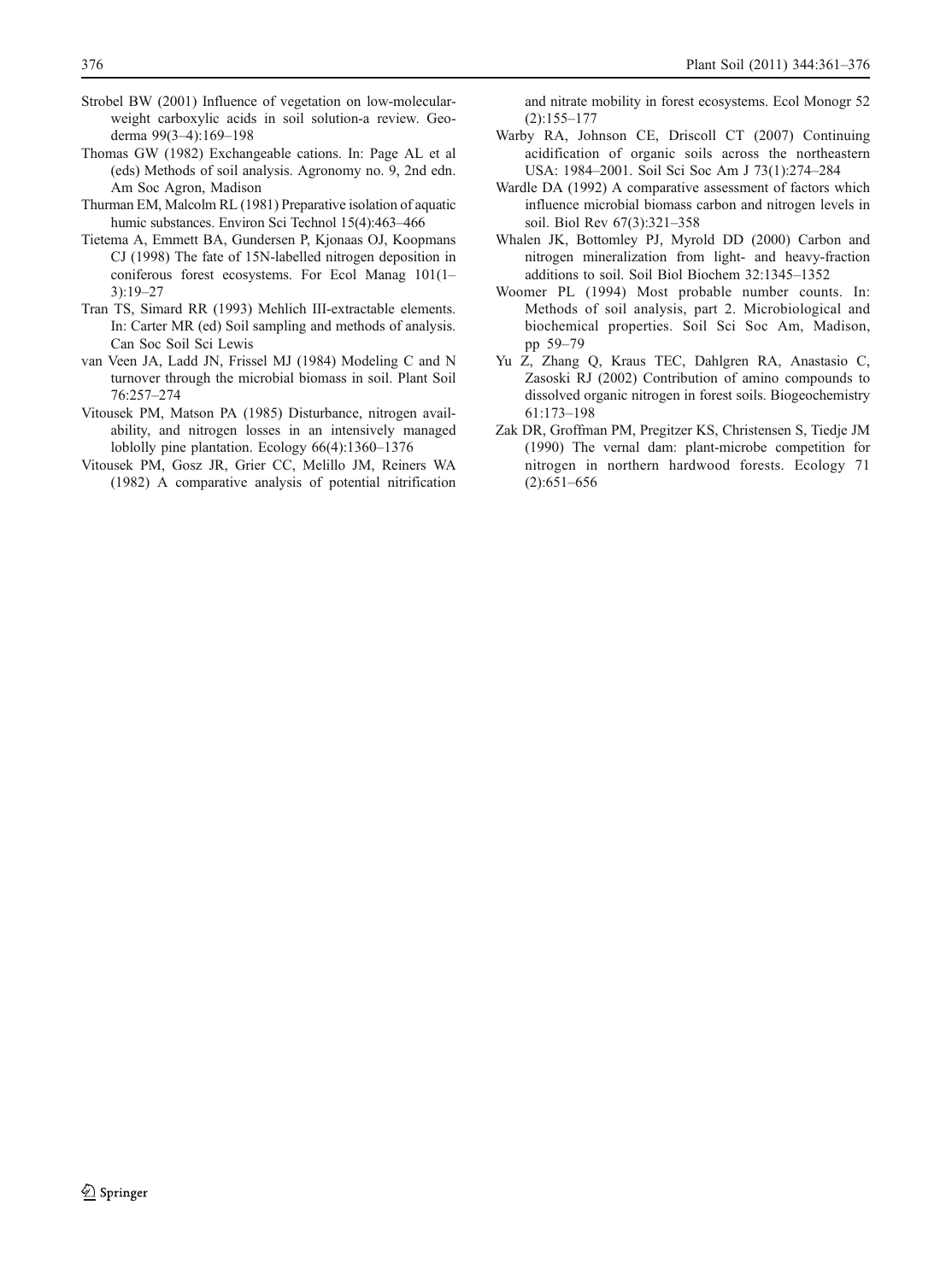Strobel BW (2001) Influence of vegetation on low-molecular-weight carboxylic acids in soil solution-a review. Geoderma 99(3–4):169–198

Thomas GW (1982) Exchangeable cations. In: Page AL et al (eds) Methods of soil analysis. Agronomy no. 9, 2nd edn. Am Soc Agron, Madison

Thurman EM, Malcolm RL (1981) Preparative isolation of aquatic humic substances. Environ Sci Technol 15(4):463–466

Tietema A, Emmett BA, Gundersen P, Kjonaas OJ, Koopmans CJ (1998) The fate of 15N-labelled nitrogen deposition in coniferous forest ecosystems. For Ecol Manag 101(1–3):19–27

Tran TS, Simard RR (1993) Mehlich III-extractable elements. In: Carter MR (ed) Soil sampling and methods of analysis. Can Soc Soil Sci Lewis

van Veen JA, Ladd JN, Frissel MJ (1984) Modeling C and N turnover through the microbial biomass in soil. Plant Soil 76:257–274

Vitousek PM, Matson PA (1985) Disturbance, nitrogen availability, and nitrogen losses in an intensively managed loblolly pine plantation. Ecology 66(4):1360–1376

Vitousek PM, Gosz JR, Grier CC, Melillo JM, Reiners WA (1982) A comparative analysis of potential nitrification and nitrate mobility in forest ecosystems. Ecol Monogr 52(2):155–177

Warby RA, Johnson CE, Driscoll CT (2007) Continuing acidification of organic soils across the northeastern USA: 1984–2001. Soil Sci Soc Am J 73(1):274–284

Wardle DA (1992) A comparative assessment of factors which influence microbial biomass carbon and nitrogen levels in soil. Biol Rev 67(3):321–358

Whalen JK, Bottomley PJ, Myrold DD (2000) Carbon and nitrogen mineralization from light- and heavy-fraction additions to soil. Soil Biol Biochem 32:1345–1352

Woomer PL (1994) Most probable number counts. In: Methods of soil analysis, part 2. Microbiological and biochemical properties. Soil Sci Soc Am, Madison, pp 59–79

Yu Z, Zhang Q, Kraus TEC, Dahlgren RA, Anastasio C, Zasoski RJ (2002) Contribution of amino compounds to dissolved organic nitrogen in forest soils. Biogeochemistry 61:173–198

Zak DR, Groffman PM, Pregitzer KS, Christensen S, Tiedje JM (1990) The vernal dam: plant-microbe competition for nitrogen in northern hardwood forests. Ecology 71(2):651–656